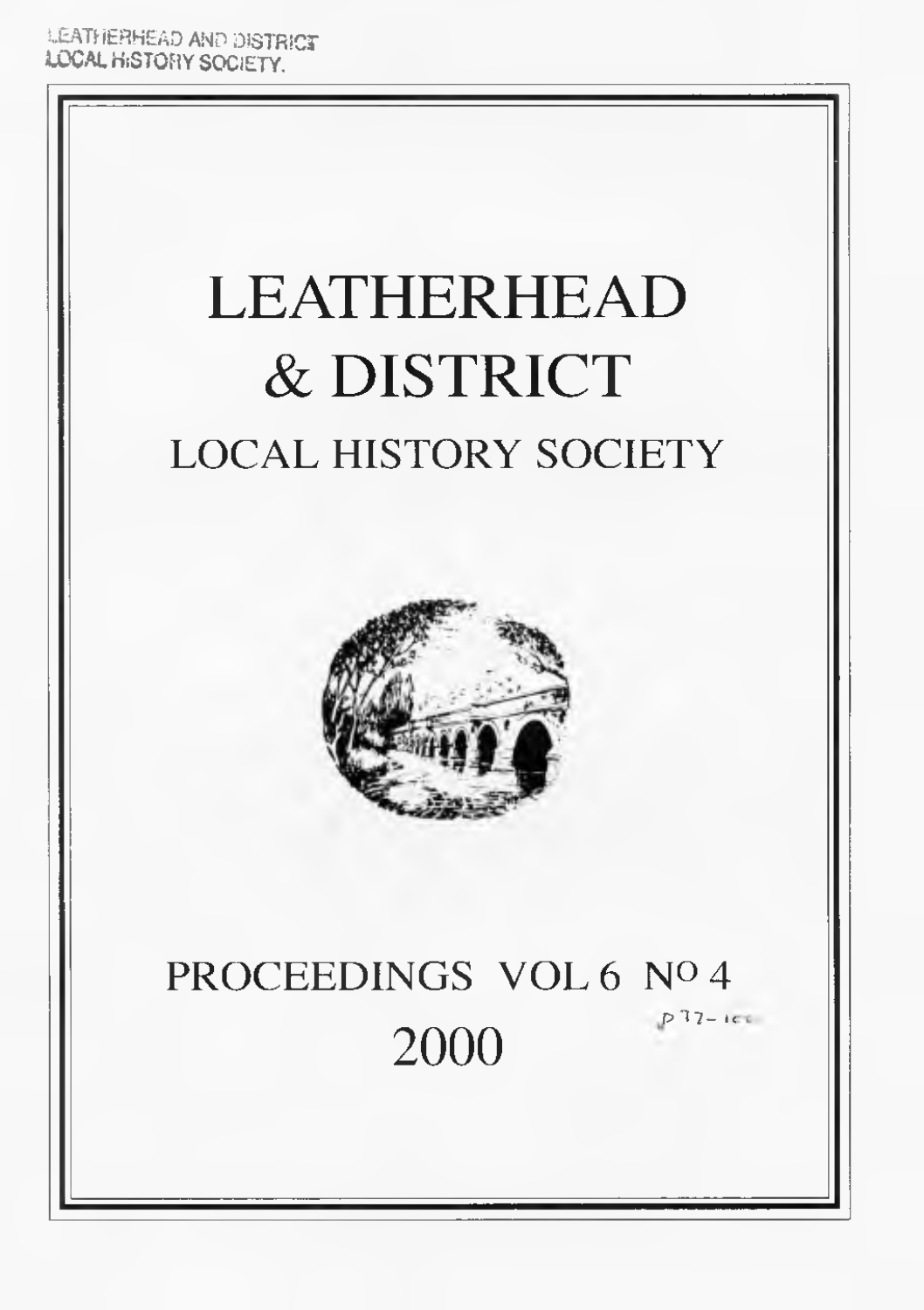LEATHERHEAD AND DISTRICT
LOCAL HISTORY SOCIETY.

# LEATHERHEAD & DISTRICT

## LOCAL HISTORY SOCIETY

PROCEEDINGS VOL 6 No 4

p 77-100

2000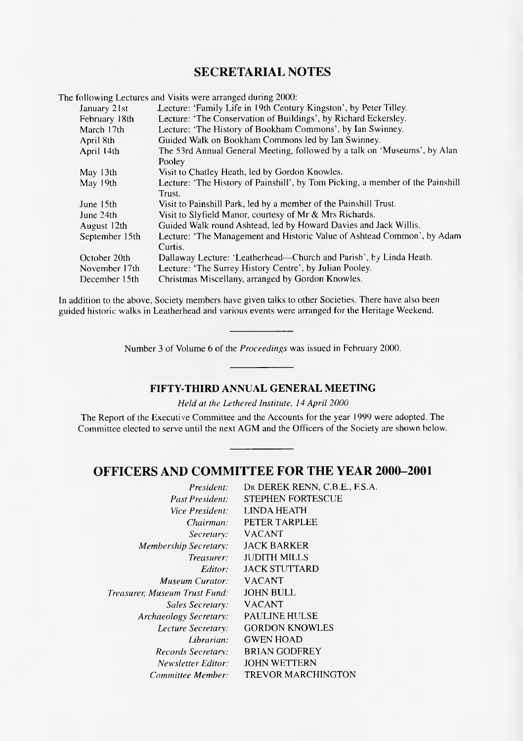## SECRETARIAL NOTES

The following Lectures and Visits were arranged during 2000:

| | |
|---|---|
| January 21st | Lecture: 'Family Life in 19th Century Kingston', by Peter Tilley. |
| February 18th | Lecture: 'The Conservation of Buildings', by Richard Eckersley. |
| March 17th | Lecture: 'The History of Bookham Commons', by Ian Swinney. |
| April 8th | Guided Walk on Bookham Commons led by Ian Swinney. |
| April 14th | The 53rd Annual General Meeting, followed by a talk on 'Museums', by Alan Pooley |
| May 13th | Visit to Chatley Heath, led by Gordon Knowles. |
| May 19th | Lecture: 'The History of Painshill', by Tom Picking, a member of the Painshill Trust. |
| June 15th | Visit to Painshill Park, led by a member of the Painshill Trust. |
| June 24th | Visit to Slyfield Manor, courtesy of Mr & Mrs Richards. |
| August 12th | Guided Walk round Ashtead, led by Howard Davies and Jack Willis. |
| September 15th | Lecture: 'The Management and Historic Value of Ashtead Common', by Adam Curtis. |
| October 20th | Dallaway Lecture: 'Leatherhead—Church and Parish', by Linda Heath. |
| November 17th | Lecture: 'The Surrey History Centre', by Julian Pooley. |
| December 15th | Christmas Miscellany, arranged by Gordon Knowles. |

In addition to the above, Society members have given talks to other Societies. There have also been guided historic walks in Leatherhead and various events were arranged for the Heritage Weekend.

---

Number 3 of Volume 6 of the *Proceedings* was issued in February 2000.

---

### FIFTY-THIRD ANNUAL GENERAL MEETING

*Held at the Lethered Institute, 14 April 2000*

The Report of the Executive Committee and the Accounts for the year 1999 were adopted. The Committee elected to serve until the next AGM and the Officers of the Society are shown below.

---

## OFFICERS AND COMMITTEE FOR THE YEAR 2000–2001

| | |
|---|---|
| *President:* | Dr DEREK RENN, C.B.E., F.S.A. |
| *Past President:* | STEPHEN FORTESCUE |
| *Vice President:* | LINDA HEATH |
| *Chairman:* | PETER TARPLEE |
| *Secretary:* | VACANT |
| *Membership Secretary:* | JACK BARKER |
| *Treasurer:* | JUDITH MILLS |
| *Editor:* | JACK STUTTARD |
| *Museum Curator:* | VACANT |
| *Treasurer, Museum Trust Fund:* | JOHN BULL |
| *Sales Secretary:* | VACANT |
| *Archaeology Secretary:* | PAULINE HULSE |
| *Lecture Secretary:* | GORDON KNOWLES |
| *Librarian:* | GWEN HOAD |
| *Records Secretary:* | BRIAN GODFREY |
| *Newsletter Editor:* | JOHN WETTERN |
| *Committee Member:* | TREVOR MARCHINGTON |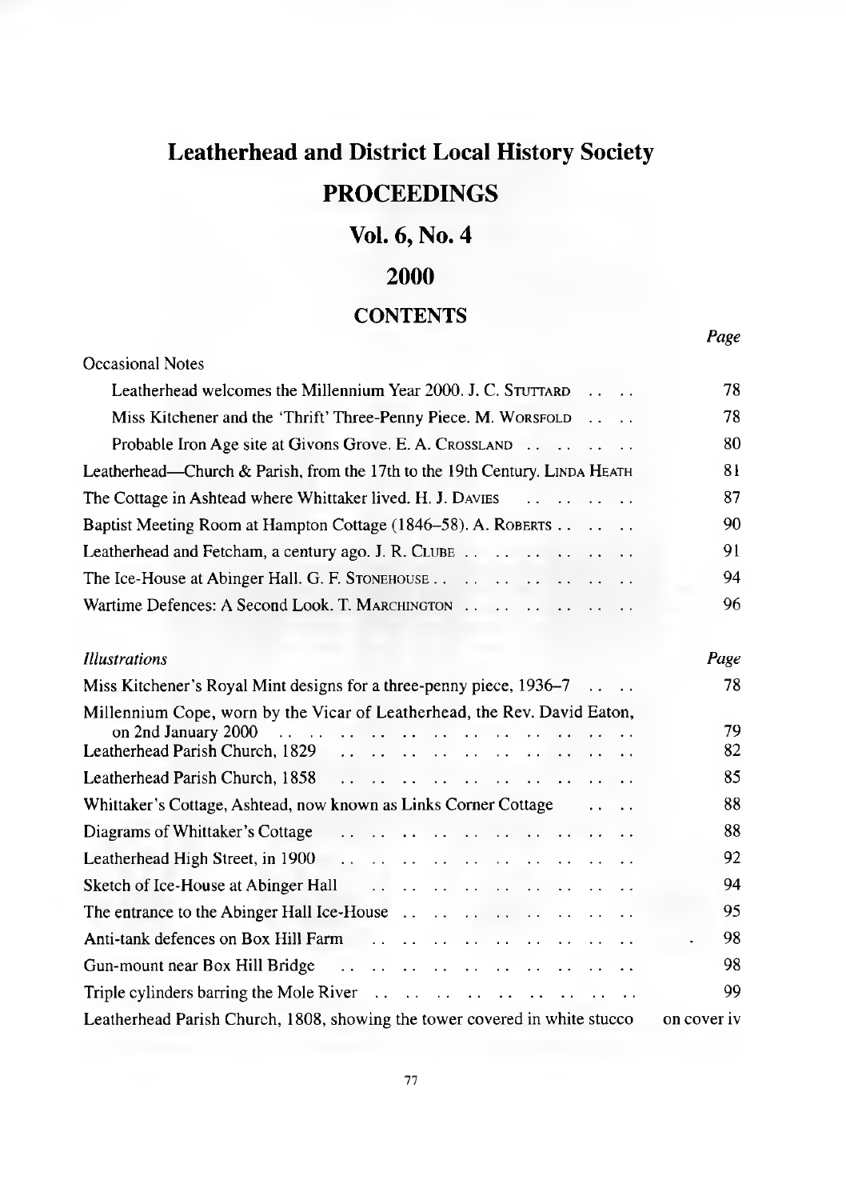# Leatherhead and District Local History Society

## PROCEEDINGS

## Vol. 6, No. 4

## 2000

## CONTENTS

| | Page |
|---|---|
| Occasional Notes | |
| Leatherhead welcomes the Millennium Year 2000. J. C. Stuttard | 78 |
| Miss Kitchener and the 'Thrift' Three-Penny Piece. M. Worsfold | 78 |
| Probable Iron Age site at Givons Grove. E. A. Crossland | 80 |
| Leatherhead—Church & Parish, from the 17th to the 19th Century. Linda Heath | 81 |
| The Cottage in Ashtead where Whittaker lived. H. J. Davies | 87 |
| Baptist Meeting Room at Hampton Cottage (1846–58). A. Roberts | 90 |
| Leatherhead and Fetcham, a century ago. J. R. Clube | 91 |
| The Ice-House at Abinger Hall. G. F. Stonehouse | 94 |
| Wartime Defences: A Second Look. T. Marchington | 96 |

| *Illustrations* | *Page* |
|---|---|
| Miss Kitchener's Royal Mint designs for a three-penny piece, 1936–7 | 78 |
| Millennium Cope, worn by the Vicar of Leatherhead, the Rev. David Eaton, on 2nd January 2000 | 79 |
| Leatherhead Parish Church, 1829 | 82 |
| Leatherhead Parish Church, 1858 | 85 |
| Whittaker's Cottage, Ashtead, now known as Links Corner Cottage | 88 |
| Diagrams of Whittaker's Cottage | 88 |
| Leatherhead High Street, in 1900 | 92 |
| Sketch of Ice-House at Abinger Hall | 94 |
| The entrance to the Abinger Hall Ice-House | 95 |
| Anti-tank defences on Box Hill Farm | 98 |
| Gun-mount near Box Hill Bridge | 98 |
| Triple cylinders barring the Mole River | 99 |
| Leatherhead Parish Church, 1808, showing the tower covered in white stucco | on cover iv |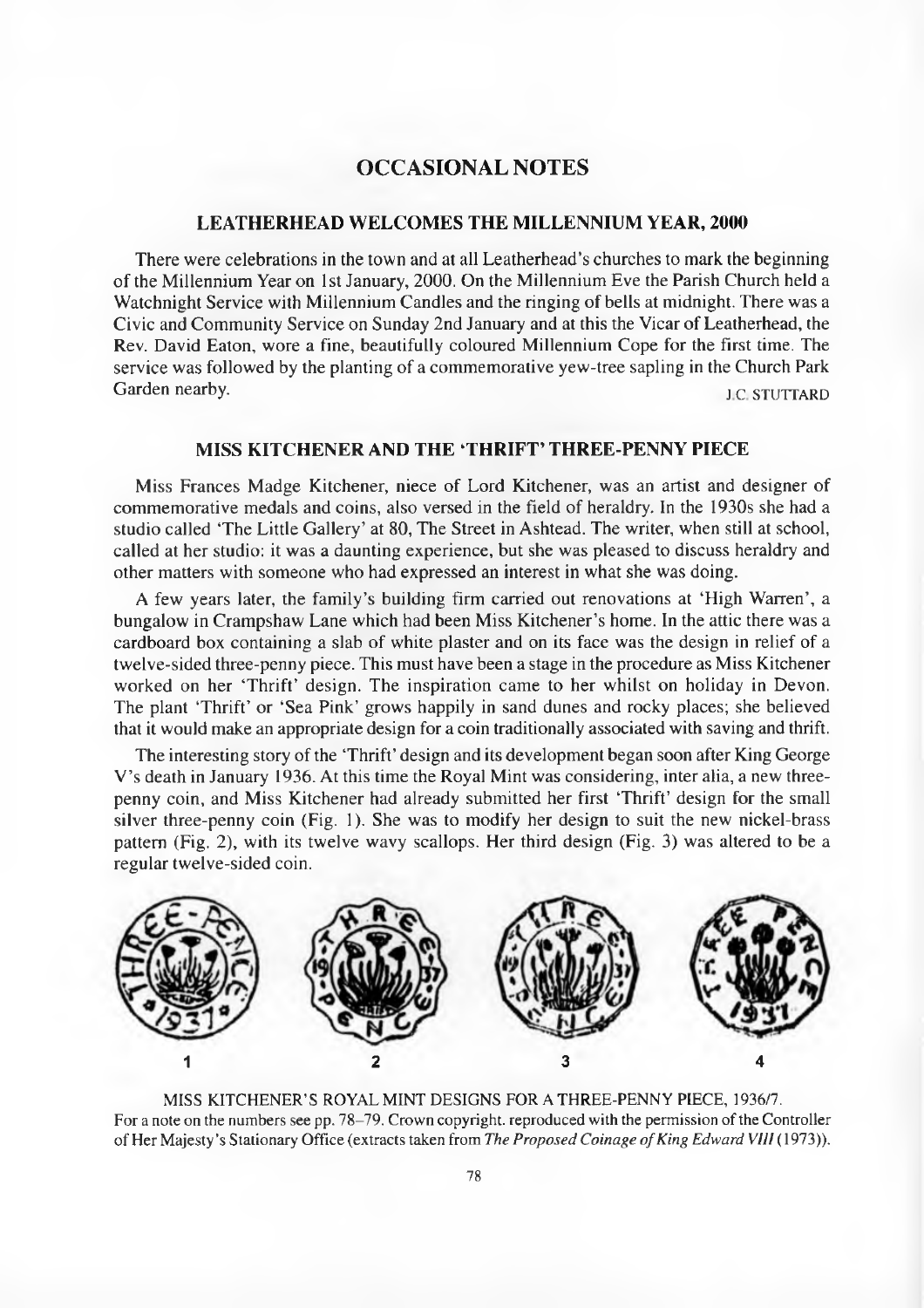# OCCASIONAL NOTES

## LEATHERHEAD WELCOMES THE MILLENNIUM YEAR, 2000

There were celebrations in the town and at all Leatherhead's churches to mark the beginning of the Millennium Year on 1st January, 2000. On the Millennium Eve the Parish Church held a Watchnight Service with Millennium Candles and the ringing of bells at midnight. There was a Civic and Community Service on Sunday 2nd January and at this the Vicar of Leatherhead, the Rev. David Eaton, wore a fine, beautifully coloured Millennium Cope for the first time. The service was followed by the planting of a commemorative yew-tree sapling in the Church Park Garden nearby.

J.C. STUTTARD

## MISS KITCHENER AND THE 'THRIFT' THREE-PENNY PIECE

Miss Frances Madge Kitchener, niece of Lord Kitchener, was an artist and designer of commemorative medals and coins, also versed in the field of heraldry. In the 1930s she had a studio called 'The Little Gallery' at 80, The Street in Ashtead. The writer, when still at school, called at her studio: it was a daunting experience, but she was pleased to discuss heraldry and other matters with someone who had expressed an interest in what she was doing.

A few years later, the family's building firm carried out renovations at 'High Warren', a bungalow in Crampshaw Lane which had been Miss Kitchener's home. In the attic there was a cardboard box containing a slab of white plaster and on its face was the design in relief of a twelve-sided three-penny piece. This must have been a stage in the procedure as Miss Kitchener worked on her 'Thrift' design. The inspiration came to her whilst on holiday in Devon. The plant 'Thrift' or 'Sea Pink' grows happily in sand dunes and rocky places; she believed that it would make an appropriate design for a coin traditionally associated with saving and thrift.

The interesting story of the 'Thrift' design and its development began soon after King George V's death in January 1936. At this time the Royal Mint was considering, inter alia, a new three-penny coin, and Miss Kitchener had already submitted her first 'Thrift' design for the small silver three-penny coin (Fig. 1). She was to modify her design to suit the new nickel-brass pattern (Fig. 2), with its twelve wavy scallops. Her third design (Fig. 3) was altered to be a regular twelve-sided coin.

1 2 3 4

MISS KITCHENER'S ROYAL MINT DESIGNS FOR A THREE-PENNY PIECE, 1936/7.
For a note on the numbers see pp. 78–79. Crown copyright. reproduced with the permission of the Controller of Her Majesty's Stationary Office (extracts taken from *The Proposed Coinage of King Edward VIII* (1973)).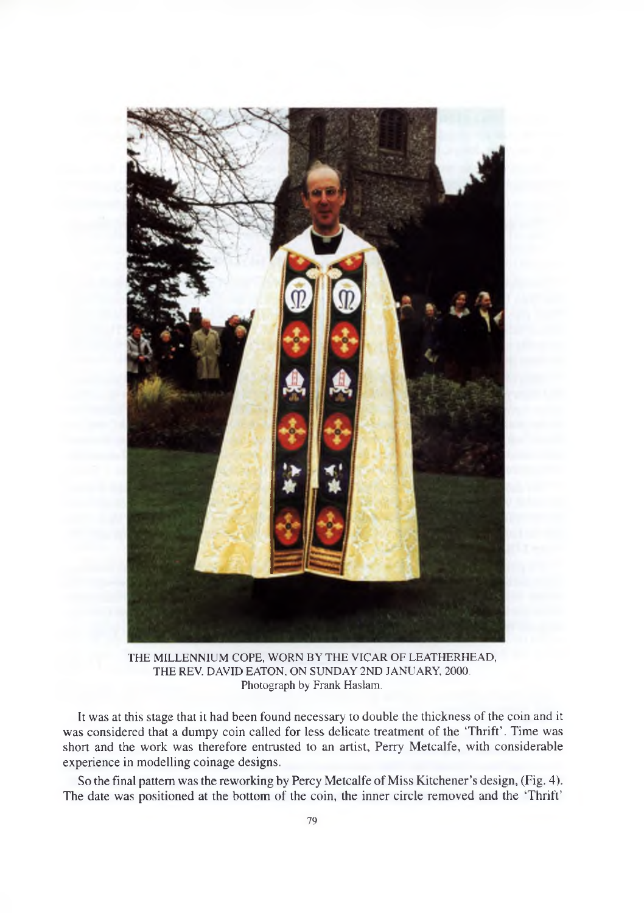THE MILLENNIUM COPE, WORN BY THE VICAR OF LEATHERHEAD, THE REV. DAVID EATON, ON SUNDAY 2ND JANUARY, 2000.
Photograph by Frank Haslam.

It was at this stage that it had been found necessary to double the thickness of the coin and it was considered that a dumpy coin called for less delicate treatment of the 'Thrift'. Time was short and the work was therefore entrusted to an artist, Perry Metcalfe, with considerable experience in modelling coinage designs.

So the final pattern was the reworking by Percy Metcalfe of Miss Kitchener's design, (Fig. 4). The date was positioned at the bottom of the coin, the inner circle removed and the 'Thrift'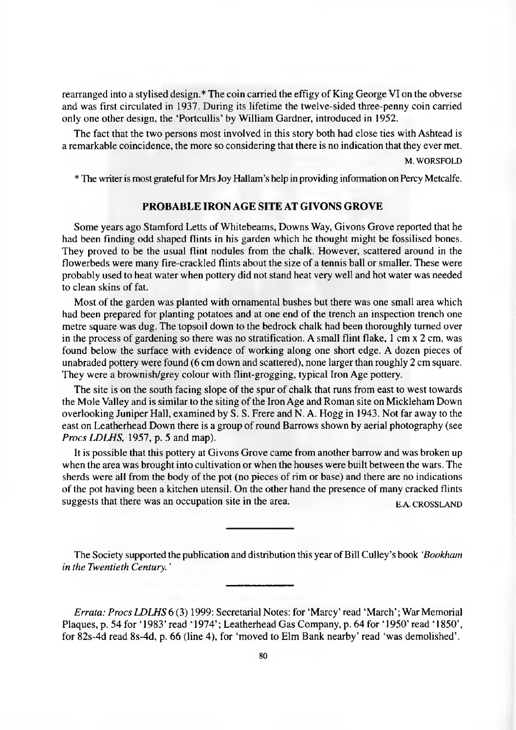rearranged into a stylised design.* The coin carried the effigy of King George VI on the obverse and was first circulated in 1937. During its lifetime the twelve-sided three-penny coin carried only one other design, the 'Portcullis' by William Gardner, introduced in 1952.

The fact that the two persons most involved in this story both had close ties with Ashtead is a remarkable coincidence, the more so considering that there is no indication that they ever met.

M. WORSFOLD

* The writer is most grateful for Mrs Joy Hallam's help in providing information on Percy Metcalfe.

## PROBABLE IRON AGE SITE AT GIVONS GROVE

Some years ago Stamford Letts of Whitebeams, Downs Way, Givons Grove reported that he had been finding odd shaped flints in his garden which he thought might be fossilised bones. They proved to be the usual flint nodules from the chalk. However, scattered around in the flowerbeds were many fire-crackled flints about the size of a tennis ball or smaller. These were probably used to heat water when pottery did not stand heat very well and hot water was needed to clean skins of fat.

Most of the garden was planted with ornamental bushes but there was one small area which had been prepared for planting potatoes and at one end of the trench an inspection trench one metre square was dug. The topsoil down to the bedrock chalk had been thoroughly turned over in the process of gardening so there was no stratification. A small flint flake, 1 cm x 2 cm, was found below the surface with evidence of working along one short edge. A dozen pieces of unabraded pottery were found (6 cm down and scattered), none larger than roughly 2 cm square. They were a brownish/grey colour with flint-grogging, typical Iron Age pottery.

The site is on the south facing slope of the spur of chalk that runs from east to west towards the Mole Valley and is similar to the siting of the Iron Age and Roman site on Mickleham Down overlooking Juniper Hall, examined by S. S. Frere and N. A. Hogg in 1943. Not far away to the east on Leatherhead Down there is a group of round Barrows shown by aerial photography (see *Procs LDLHS*, 1957, p. 5 and map).

It is possible that this pottery at Givons Grove came from another barrow and was broken up when the area was brought into cultivation or when the houses were built between the wars. The sherds were all from the body of the pot (no pieces of rim or base) and there are no indications of the pot having been a kitchen utensil. On the other hand the presence of many cracked flints suggests that there was an occupation site in the area.

E.A. CROSSLAND

---

The Society supported the publication and distribution this year of Bill Culley's book *'Bookham in the Twentieth Century.'*

---

*Errata: Procs LDLHS* 6 (3) 1999: Secretarial Notes: for 'Marcy' read 'March'; War Memorial Plaques, p. 54 for '1983' read '1974'; Leatherhead Gas Company, p. 64 for '1950' read '1850', for 82s-4d read 8s-4d, p. 66 (line 4), for 'moved to Elm Bank nearby' read 'was demolished'.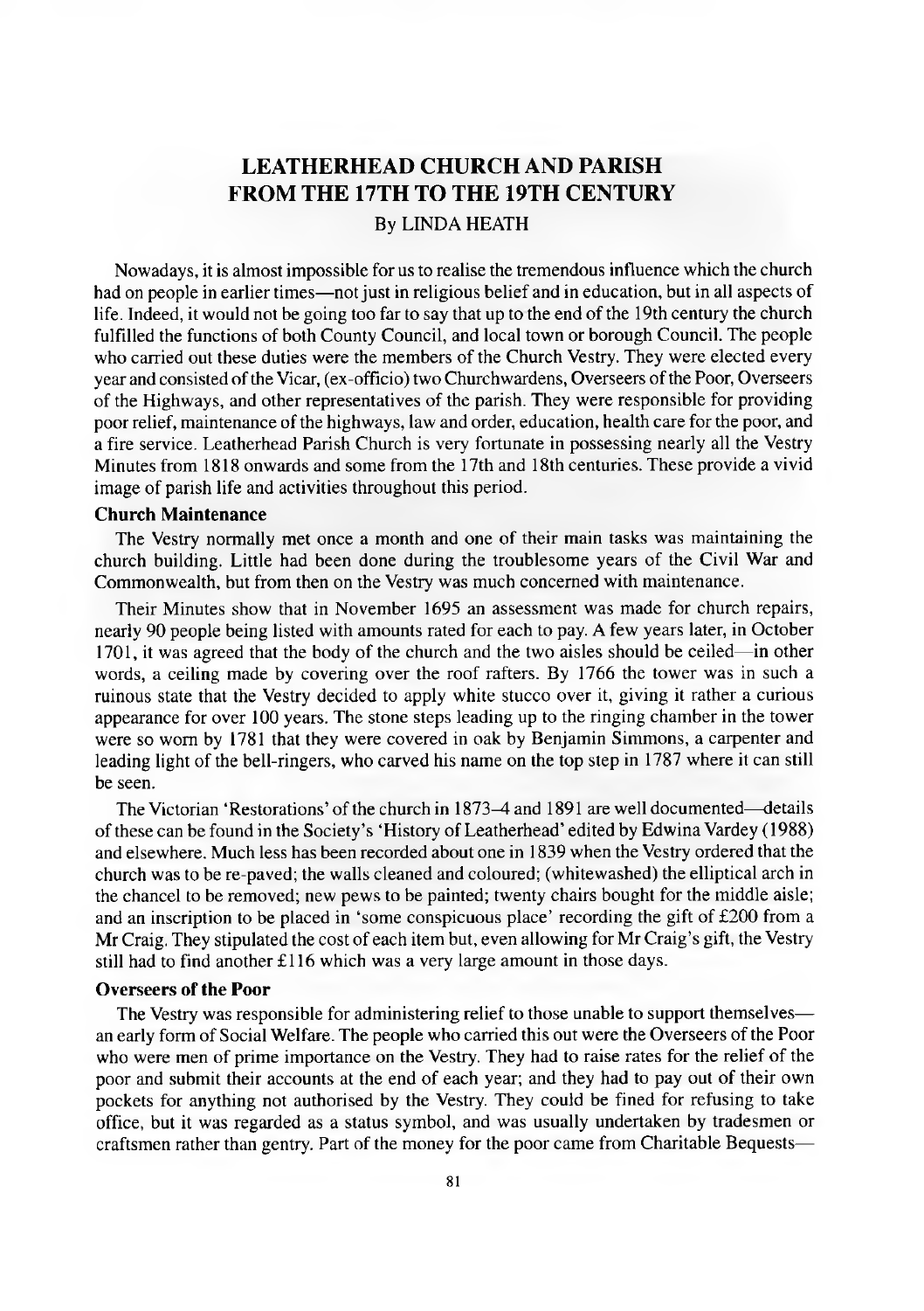# LEATHERHEAD CHURCH AND PARISH FROM THE 17TH TO THE 19TH CENTURY

By LINDA HEATH

Nowadays, it is almost impossible for us to realise the tremendous influence which the church had on people in earlier times—not just in religious belief and in education, but in all aspects of life. Indeed, it would not be going too far to say that up to the end of the 19th century the church fulfilled the functions of both County Council, and local town or borough Council. The people who carried out these duties were the members of the Church Vestry. They were elected every year and consisted of the Vicar, (ex-officio) two Churchwardens, Overseers of the Poor, Overseers of the Highways, and other representatives of the parish. They were responsible for providing poor relief, maintenance of the highways, law and order, education, health care for the poor, and a fire service. Leatherhead Parish Church is very fortunate in possessing nearly all the Vestry Minutes from 1818 onwards and some from the 17th and 18th centuries. These provide a vivid image of parish life and activities throughout this period.

### Church Maintenance

The Vestry normally met once a month and one of their main tasks was maintaining the church building. Little had been done during the troublesome years of the Civil War and Commonwealth, but from then on the Vestry was much concerned with maintenance.

Their Minutes show that in November 1695 an assessment was made for church repairs, nearly 90 people being listed with amounts rated for each to pay. A few years later, in October 1701, it was agreed that the body of the church and the two aisles should be ceiled—in other words, a ceiling made by covering over the roof rafters. By 1766 the tower was in such a ruinous state that the Vestry decided to apply white stucco over it, giving it rather a curious appearance for over 100 years. The stone steps leading up to the ringing chamber in the tower were so worn by 1781 that they were covered in oak by Benjamin Simmons, a carpenter and leading light of the bell-ringers, who carved his name on the top step in 1787 where it can still be seen.

The Victorian 'Restorations' of the church in 1873–4 and 1891 are well documented—details of these can be found in the Society's 'History of Leatherhead' edited by Edwina Vardey (1988) and elsewhere. Much less has been recorded about one in 1839 when the Vestry ordered that the church was to be re-paved; the walls cleaned and coloured; (whitewashed) the elliptical arch in the chancel to be removed; new pews to be painted; twenty chairs bought for the middle aisle; and an inscription to be placed in 'some conspicuous place' recording the gift of £200 from a Mr Craig. They stipulated the cost of each item but, even allowing for Mr Craig's gift, the Vestry still had to find another £116 which was a very large amount in those days.

### Overseers of the Poor

The Vestry was responsible for administering relief to those unable to support themselves—an early form of Social Welfare. The people who carried this out were the Overseers of the Poor who were men of prime importance on the Vestry. They had to raise rates for the relief of the poor and submit their accounts at the end of each year; and they had to pay out of their own pockets for anything not authorised by the Vestry. They could be fined for refusing to take office, but it was regarded as a status symbol, and was usually undertaken by tradesmen or craftsmen rather than gentry. Part of the money for the poor came from Charitable Bequests—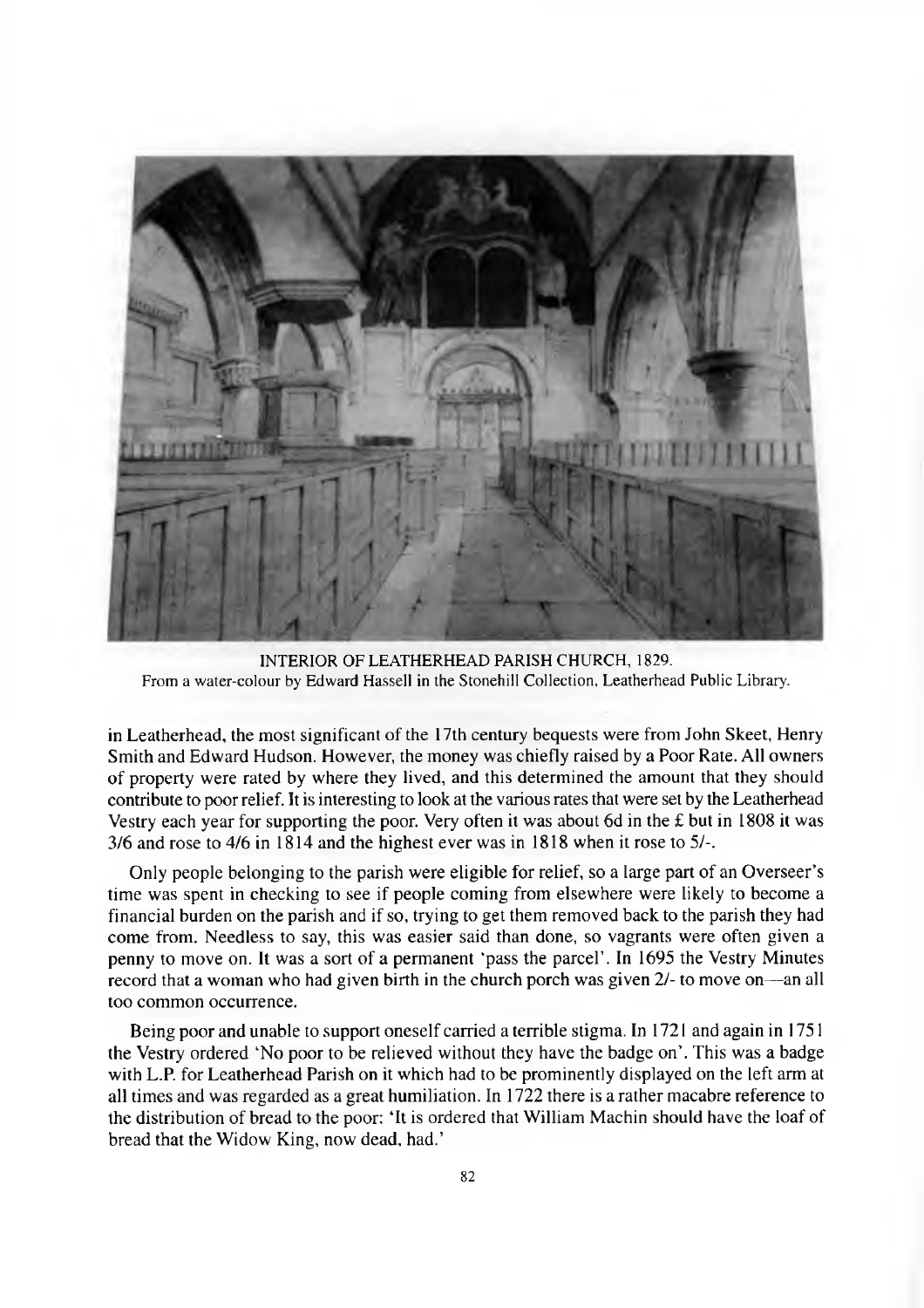INTERIOR OF LEATHERHEAD PARISH CHURCH, 1829.
From a water-colour by Edward Hassell in the Stonehill Collection, Leatherhead Public Library.

in Leatherhead, the most significant of the 17th century bequests were from John Skeet, Henry Smith and Edward Hudson. However, the money was chiefly raised by a Poor Rate. All owners of property were rated by where they lived, and this determined the amount that they should contribute to poor relief. It is interesting to look at the various rates that were set by the Leatherhead Vestry each year for supporting the poor. Very often it was about 6d in the £ but in 1808 it was 3/6 and rose to 4/6 in 1814 and the highest ever was in 1818 when it rose to 5/-.

Only people belonging to the parish were eligible for relief, so a large part of an Overseer's time was spent in checking to see if people coming from elsewhere were likely to become a financial burden on the parish and if so, trying to get them removed back to the parish they had come from. Needless to say, this was easier said than done, so vagrants were often given a penny to move on. It was a sort of a permanent 'pass the parcel'. In 1695 the Vestry Minutes record that a woman who had given birth in the church porch was given 2/- to move on—an all too common occurrence.

Being poor and unable to support oneself carried a terrible stigma. In 1721 and again in 1751 the Vestry ordered 'No poor to be relieved without they have the badge on'. This was a badge with L.P. for Leatherhead Parish on it which had to be prominently displayed on the left arm at all times and was regarded as a great humiliation. In 1722 there is a rather macabre reference to the distribution of bread to the poor: 'It is ordered that William Machin should have the loaf of bread that the Widow King, now dead, had.'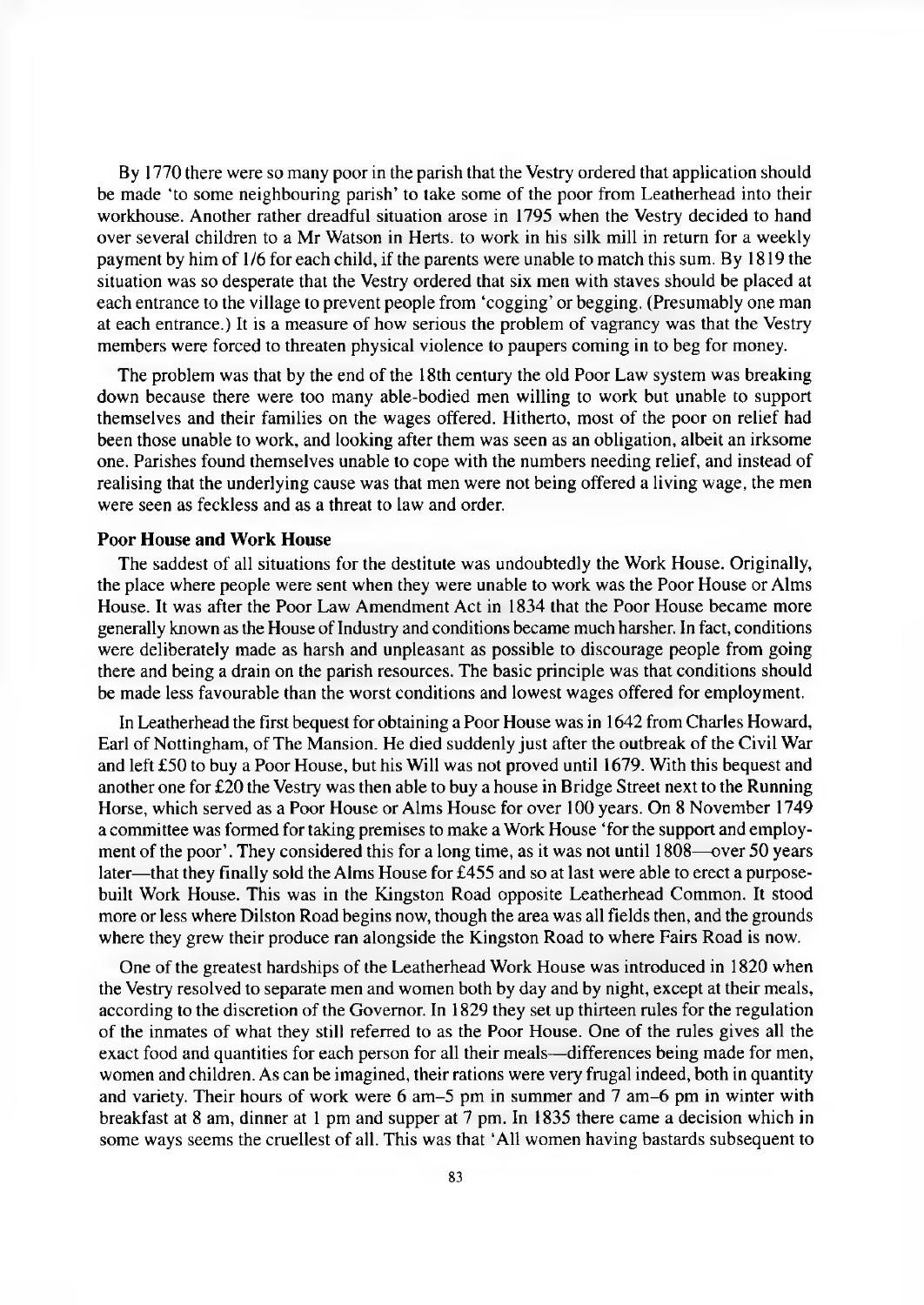By 1770 there were so many poor in the parish that the Vestry ordered that application should be made 'to some neighbouring parish' to take some of the poor from Leatherhead into their workhouse. Another rather dreadful situation arose in 1795 when the Vestry decided to hand over several children to a Mr Watson in Herts. to work in his silk mill in return for a weekly payment by him of 1/6 for each child, if the parents were unable to match this sum. By 1819 the situation was so desperate that the Vestry ordered that six men with staves should be placed at each entrance to the village to prevent people from 'cogging' or begging. (Presumably one man at each entrance.) It is a measure of how serious the problem of vagrancy was that the Vestry members were forced to threaten physical violence to paupers coming in to beg for money.

The problem was that by the end of the 18th century the old Poor Law system was breaking down because there were too many able-bodied men willing to work but unable to support themselves and their families on the wages offered. Hitherto, most of the poor on relief had been those unable to work, and looking after them was seen as an obligation, albeit an irksome one. Parishes found themselves unable to cope with the numbers needing relief, and instead of realising that the underlying cause was that men were not being offered a living wage, the men were seen as feckless and as a threat to law and order.

### Poor House and Work House

The saddest of all situations for the destitute was undoubtedly the Work House. Originally, the place where people were sent when they were unable to work was the Poor House or Alms House. It was after the Poor Law Amendment Act in 1834 that the Poor House became more generally known as the House of Industry and conditions became much harsher. In fact, conditions were deliberately made as harsh and unpleasant as possible to discourage people from going there and being a drain on the parish resources. The basic principle was that conditions should be made less favourable than the worst conditions and lowest wages offered for employment.

In Leatherhead the first bequest for obtaining a Poor House was in 1642 from Charles Howard, Earl of Nottingham, of The Mansion. He died suddenly just after the outbreak of the Civil War and left £50 to buy a Poor House, but his Will was not proved until 1679. With this bequest and another one for £20 the Vestry was then able to buy a house in Bridge Street next to the Running Horse, which served as a Poor House or Alms House for over 100 years. On 8 November 1749 a committee was formed for taking premises to make a Work House 'for the support and employment of the poor'. They considered this for a long time, as it was not until 1808—over 50 years later—that they finally sold the Alms House for £455 and so at last were able to erect a purpose-built Work House. This was in the Kingston Road opposite Leatherhead Common. It stood more or less where Dilston Road begins now, though the area was all fields then, and the grounds where they grew their produce ran alongside the Kingston Road to where Fairs Road is now.

One of the greatest hardships of the Leatherhead Work House was introduced in 1820 when the Vestry resolved to separate men and women both by day and by night, except at their meals, according to the discretion of the Governor. In 1829 they set up thirteen rules for the regulation of the inmates of what they still referred to as the Poor House. One of the rules gives all the exact food and quantities for each person for all their meals—differences being made for men, women and children. As can be imagined, their rations were very frugal indeed, both in quantity and variety. Their hours of work were 6 am–5 pm in summer and 7 am–6 pm in winter with breakfast at 8 am, dinner at 1 pm and supper at 7 pm. In 1835 there came a decision which in some ways seems the cruellest of all. This was that 'All women having bastards subsequent to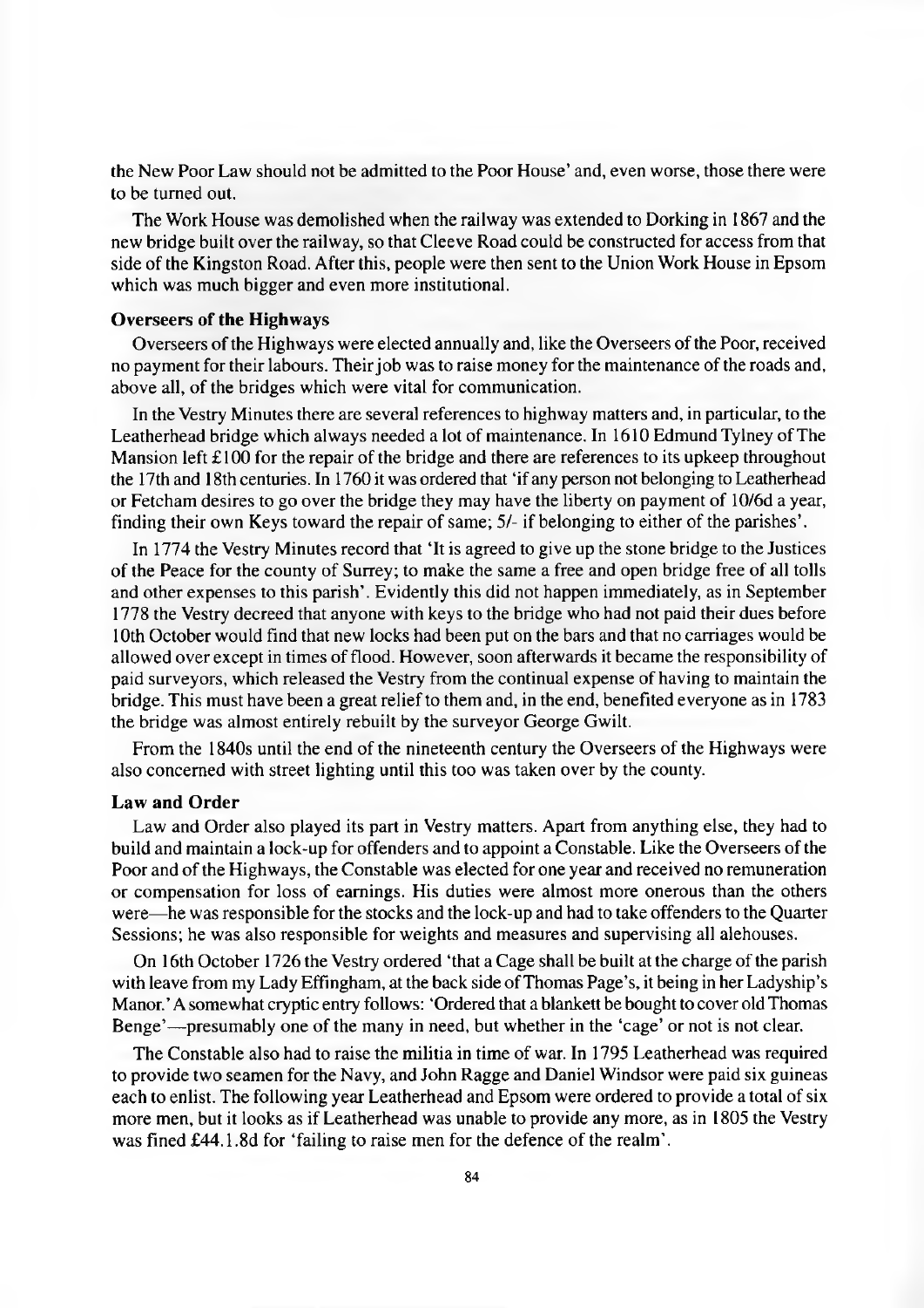the New Poor Law should not be admitted to the Poor House' and, even worse, those there were to be turned out.

The Work House was demolished when the railway was extended to Dorking in 1867 and the new bridge built over the railway, so that Cleeve Road could be constructed for access from that side of the Kingston Road. After this, people were then sent to the Union Work House in Epsom which was much bigger and even more institutional.

### Overseers of the Highways

Overseers of the Highways were elected annually and, like the Overseers of the Poor, received no payment for their labours. Their job was to raise money for the maintenance of the roads and, above all, of the bridges which were vital for communication.

In the Vestry Minutes there are several references to highway matters and, in particular, to the Leatherhead bridge which always needed a lot of maintenance. In 1610 Edmund Tylney of The Mansion left £100 for the repair of the bridge and there are references to its upkeep throughout the 17th and 18th centuries. In 1760 it was ordered that 'if any person not belonging to Leatherhead or Fetcham desires to go over the bridge they may have the liberty on payment of 10/6d a year, finding their own Keys toward the repair of same; 5/- if belonging to either of the parishes'.

In 1774 the Vestry Minutes record that 'It is agreed to give up the stone bridge to the Justices of the Peace for the county of Surrey; to make the same a free and open bridge free of all tolls and other expenses to this parish'. Evidently this did not happen immediately, as in September 1778 the Vestry decreed that anyone with keys to the bridge who had not paid their dues before 10th October would find that new locks had been put on the bars and that no carriages would be allowed over except in times of flood. However, soon afterwards it became the responsibility of paid surveyors, which released the Vestry from the continual expense of having to maintain the bridge. This must have been a great relief to them and, in the end, benefited everyone as in 1783 the bridge was almost entirely rebuilt by the surveyor George Gwilt.

From the 1840s until the end of the nineteenth century the Overseers of the Highways were also concerned with street lighting until this too was taken over by the county.

### Law and Order

Law and Order also played its part in Vestry matters. Apart from anything else, they had to build and maintain a lock-up for offenders and to appoint a Constable. Like the Overseers of the Poor and of the Highways, the Constable was elected for one year and received no remuneration or compensation for loss of earnings. His duties were almost more onerous than the others were—he was responsible for the stocks and the lock-up and had to take offenders to the Quarter Sessions; he was also responsible for weights and measures and supervising all alehouses.

On 16th October 1726 the Vestry ordered 'that a Cage shall be built at the charge of the parish with leave from my Lady Effingham, at the back side of Thomas Page's, it being in her Ladyship's Manor.' A somewhat cryptic entry follows: 'Ordered that a blankett be bought to cover old Thomas Benge'—presumably one of the many in need, but whether in the 'cage' or not is not clear.

The Constable also had to raise the militia in time of war. In 1795 Leatherhead was required to provide two seamen for the Navy, and John Ragge and Daniel Windsor were paid six guineas each to enlist. The following year Leatherhead and Epsom were ordered to provide a total of six more men, but it looks as if Leatherhead was unable to provide any more, as in 1805 the Vestry was fined £44.1.8d for 'failing to raise men for the defence of the realm'.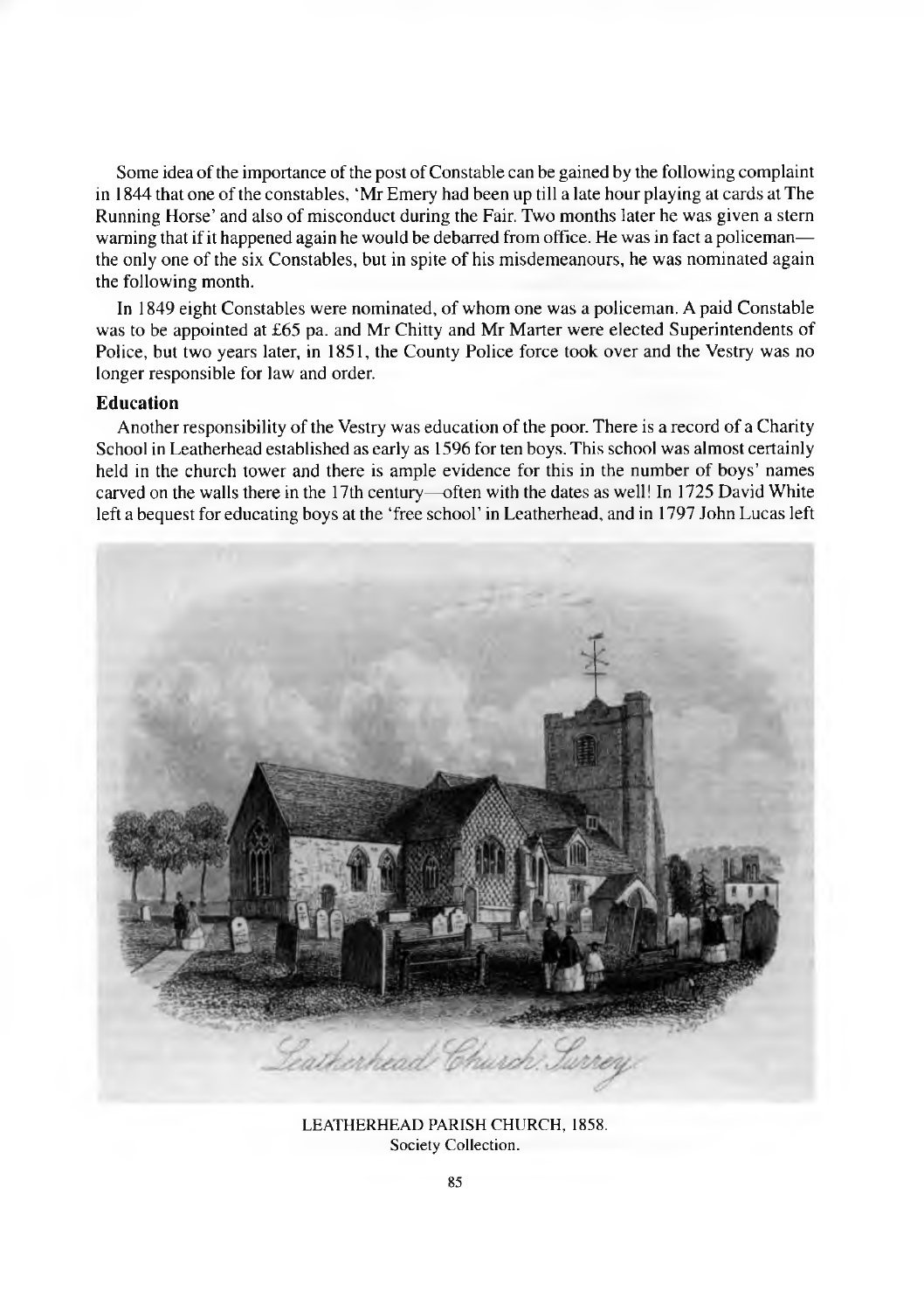Some idea of the importance of the post of Constable can be gained by the following complaint in 1844 that one of the constables, 'Mr Emery had been up till a late hour playing at cards at The Running Horse' and also of misconduct during the Fair. Two months later he was given a stern warning that if it happened again he would be debarred from office. He was in fact a policeman—the only one of the six Constables, but in spite of his misdemeanours, he was nominated again the following month.

In 1849 eight Constables were nominated, of whom one was a policeman. A paid Constable was to be appointed at £65 pa. and Mr Chitty and Mr Marter were elected Superintendents of Police, but two years later, in 1851, the County Police force took over and the Vestry was no longer responsible for law and order.

### Education

Another responsibility of the Vestry was education of the poor. There is a record of a Charity School in Leatherhead established as early as 1596 for ten boys. This school was almost certainly held in the church tower and there is ample evidence for this in the number of boys' names carved on the walls there in the 17th century—often with the dates as well! In 1725 David White left a bequest for educating boys at the 'free school' in Leatherhead, and in 1797 John Lucas left

*Leatherhead Church, Surrey*

LEATHERHEAD PARISH CHURCH, 1858.
Society Collection.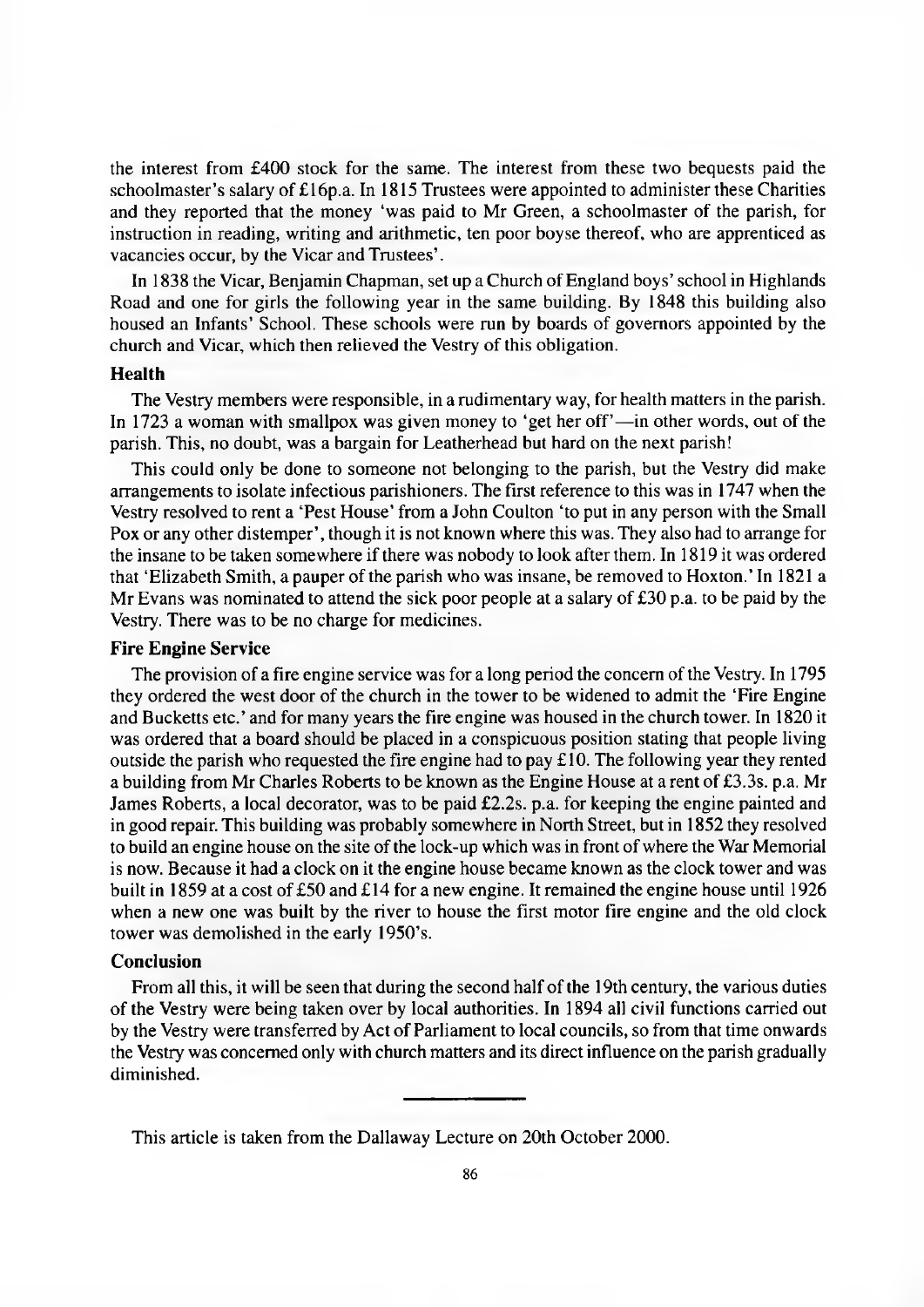the interest from £400 stock for the same. The interest from these two bequests paid the schoolmaster's salary of £16p.a. In 1815 Trustees were appointed to administer these Charities and they reported that the money 'was paid to Mr Green, a schoolmaster of the parish, for instruction in reading, writing and arithmetic, ten poor boyse thereof, who are apprenticed as vacancies occur, by the Vicar and Trustees'.

In 1838 the Vicar, Benjamin Chapman, set up a Church of England boys' school in Highlands Road and one for girls the following year in the same building. By 1848 this building also housed an Infants' School. These schools were run by boards of governors appointed by the church and Vicar, which then relieved the Vestry of this obligation.

### Health

The Vestry members were responsible, in a rudimentary way, for health matters in the parish. In 1723 a woman with smallpox was given money to 'get her off'—in other words, out of the parish. This, no doubt, was a bargain for Leatherhead but hard on the next parish!

This could only be done to someone not belonging to the parish, but the Vestry did make arrangements to isolate infectious parishioners. The first reference to this was in 1747 when the Vestry resolved to rent a 'Pest House' from a John Coulton 'to put in any person with the Small Pox or any other distemper', though it is not known where this was. They also had to arrange for the insane to be taken somewhere if there was nobody to look after them. In 1819 it was ordered that 'Elizabeth Smith, a pauper of the parish who was insane, be removed to Hoxton.' In 1821 a Mr Evans was nominated to attend the sick poor people at a salary of £30 p.a. to be paid by the Vestry. There was to be no charge for medicines.

### Fire Engine Service

The provision of a fire engine service was for a long period the concern of the Vestry. In 1795 they ordered the west door of the church in the tower to be widened to admit the 'Fire Engine and Bucketts etc.' and for many years the fire engine was housed in the church tower. In 1820 it was ordered that a board should be placed in a conspicuous position stating that people living outside the parish who requested the fire engine had to pay £10. The following year they rented a building from Mr Charles Roberts to be known as the Engine House at a rent of £3.3s. p.a. Mr James Roberts, a local decorator, was to be paid £2.2s. p.a. for keeping the engine painted and in good repair. This building was probably somewhere in North Street, but in 1852 they resolved to build an engine house on the site of the lock-up which was in front of where the War Memorial is now. Because it had a clock on it the engine house became known as the clock tower and was built in 1859 at a cost of £50 and £14 for a new engine. It remained the engine house until 1926 when a new one was built by the river to house the first motor fire engine and the old clock tower was demolished in the early 1950's.

### Conclusion

From all this, it will be seen that during the second half of the 19th century, the various duties of the Vestry were being taken over by local authorities. In 1894 all civil functions carried out by the Vestry were transferred by Act of Parliament to local councils, so from that time onwards the Vestry was concerned only with church matters and its direct influence on the parish gradually diminished.

---

This article is taken from the Dallaway Lecture on 20th October 2000.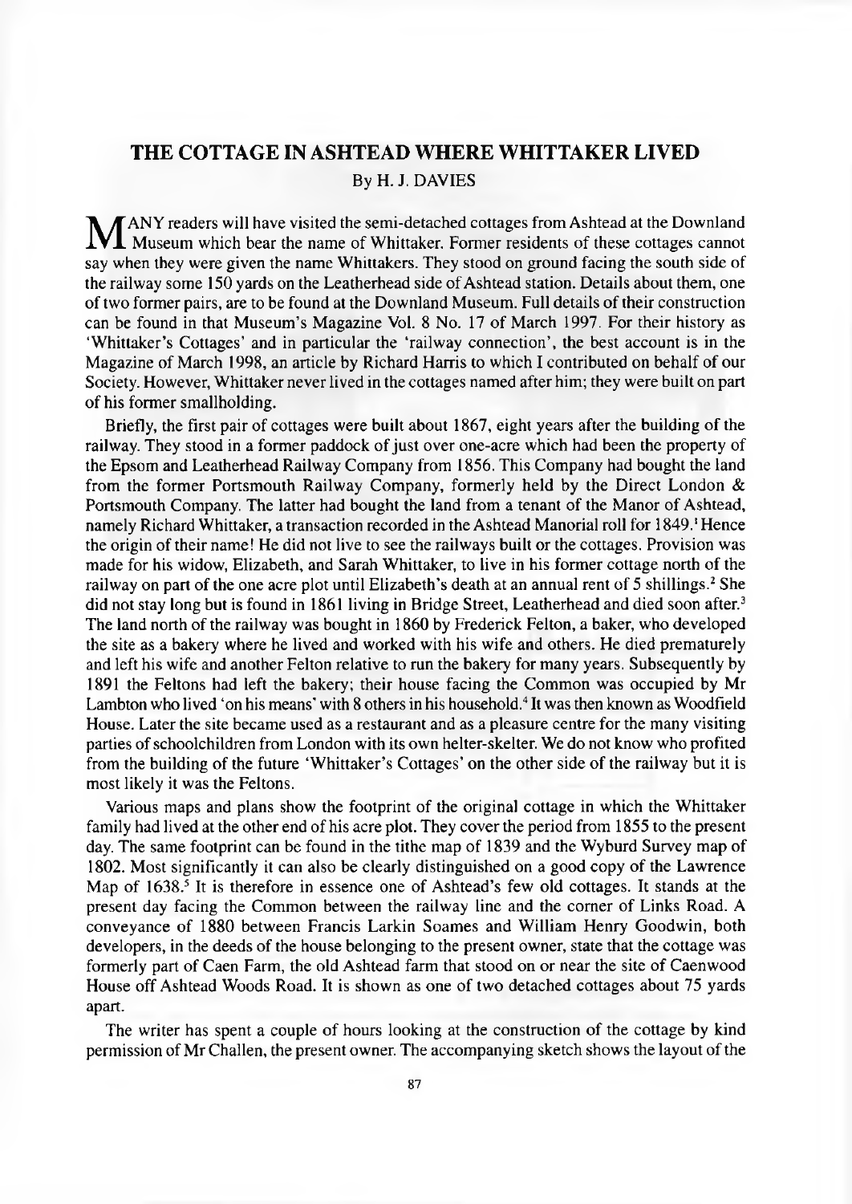# THE COTTAGE IN ASHTEAD WHERE WHITTAKER LIVED

By H. J. DAVIES

MANY readers will have visited the semi-detached cottages from Ashtead at the Downland Museum which bear the name of Whittaker. Former residents of these cottages cannot say when they were given the name Whittakers. They stood on ground facing the south side of the railway some 150 yards on the Leatherhead side of Ashtead station. Details about them, one of two former pairs, are to be found at the Downland Museum. Full details of their construction can be found in that Museum's Magazine Vol. 8 No. 17 of March 1997. For their history as 'Whittaker's Cottages' and in particular the 'railway connection', the best account is in the Magazine of March 1998, an article by Richard Harris to which I contributed on behalf of our Society. However, Whittaker never lived in the cottages named after him; they were built on part of his former smallholding.

Briefly, the first pair of cottages were built about 1867, eight years after the building of the railway. They stood in a former paddock of just over one-acre which had been the property of the Epsom and Leatherhead Railway Company from 1856. This Company had bought the land from the former Portsmouth Railway Company, formerly held by the Direct London & Portsmouth Company. The latter had bought the land from a tenant of the Manor of Ashtead, namely Richard Whittaker, a transaction recorded in the Ashtead Manorial roll for 1849.[1] Hence the origin of their name! He did not live to see the railways built or the cottages. Provision was made for his widow, Elizabeth, and Sarah Whittaker, to live in his former cottage north of the railway on part of the one acre plot until Elizabeth's death at an annual rent of 5 shillings.[2] She did not stay long but is found in 1861 living in Bridge Street, Leatherhead and died soon after.[3] The land north of the railway was bought in 1860 by Frederick Felton, a baker, who developed the site as a bakery where he lived and worked with his wife and others. He died prematurely and left his wife and another Felton relative to run the bakery for many years. Subsequently by 1891 the Feltons had left the bakery; their house facing the Common was occupied by Mr Lambton who lived 'on his means' with 8 others in his household.[4] It was then known as Woodfield House. Later the site became used as a restaurant and as a pleasure centre for the many visiting parties of schoolchildren from London with its own helter-skelter. We do not know who profited from the building of the future 'Whittaker's Cottages' on the other side of the railway but it is most likely it was the Feltons.

Various maps and plans show the footprint of the original cottage in which the Whittaker family had lived at the other end of his acre plot. They cover the period from 1855 to the present day. The same footprint can be found in the tithe map of 1839 and the Wyburd Survey map of 1802. Most significantly it can also be clearly distinguished on a good copy of the Lawrence Map of 1638.[5] It is therefore in essence one of Ashtead's few old cottages. It stands at the present day facing the Common between the railway line and the corner of Links Road. A conveyance of 1880 between Francis Larkin Soames and William Henry Goodwin, both developers, in the deeds of the house belonging to the present owner, state that the cottage was formerly part of Caen Farm, the old Ashtead farm that stood on or near the site of Caenwood House off Ashtead Woods Road. It is shown as one of two detached cottages about 75 yards apart.

The writer has spent a couple of hours looking at the construction of the cottage by kind permission of Mr Challen, the present owner. The accompanying sketch shows the layout of the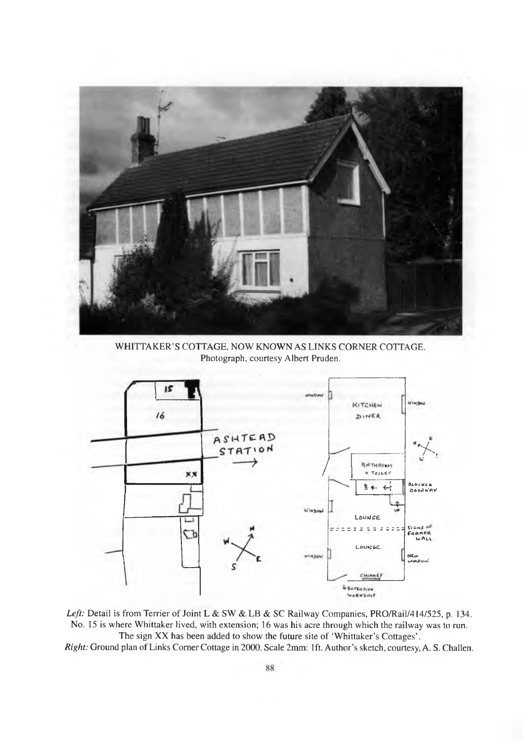WHITTAKER'S COTTAGE, NOW KNOWN AS LINKS CORNER COTTAGE.
Photograph, courtesy Albert Pruden.

*Left:* Detail is from Terrier of Joint L & SW & LB & SC Railway Companies, PRO/Rail/414/525, p. 134. No. 15 is where Whittaker lived, with extension; 16 was his acre through which the railway was to run. The sign XX has been added to show the future site of 'Whittaker's Cottages'.
*Right:* Ground plan of Links Corner Cottage in 2000. Scale 2mm: 1ft. Author's sketch, courtesy, A. S. Challen.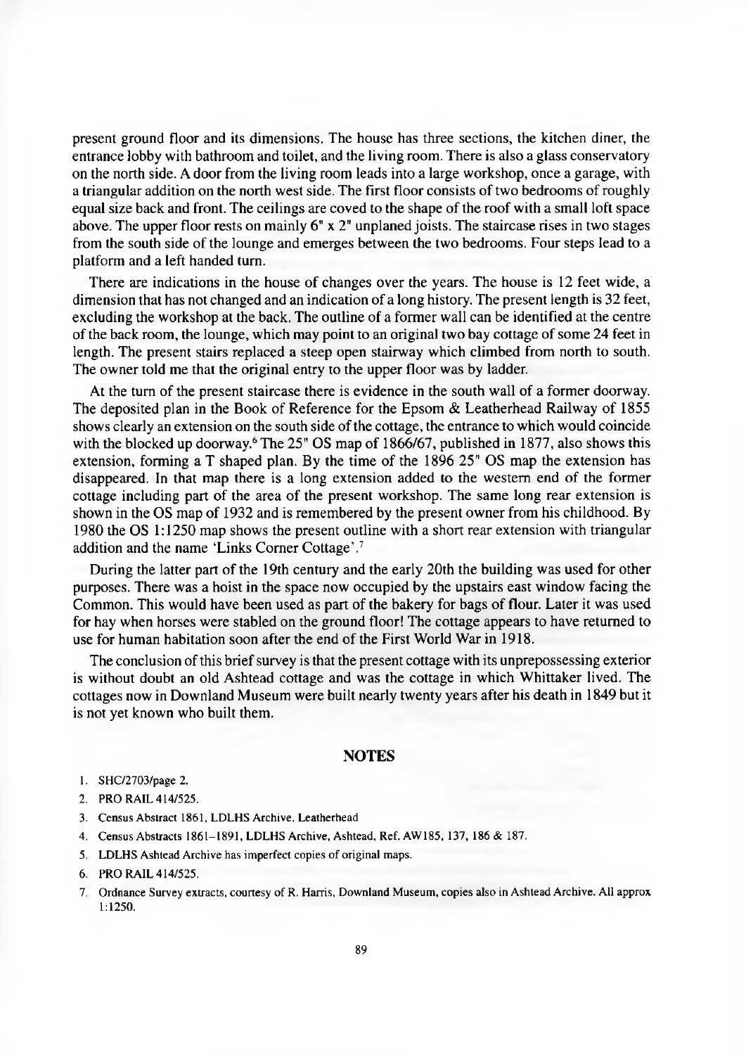present ground floor and its dimensions. The house has three sections, the kitchen diner, the entrance lobby with bathroom and toilet, and the living room. There is also a glass conservatory on the north side. A door from the living room leads into a large workshop, once a garage, with a triangular addition on the north west side. The first floor consists of two bedrooms of roughly equal size back and front. The ceilings are coved to the shape of the roof with a small loft space above. The upper floor rests on mainly 6" x 2" unplaned joists. The staircase rises in two stages from the south side of the lounge and emerges between the two bedrooms. Four steps lead to a platform and a left handed turn.

There are indications in the house of changes over the years. The house is 12 feet wide, a dimension that has not changed and an indication of a long history. The present length is 32 feet, excluding the workshop at the back. The outline of a former wall can be identified at the centre of the back room, the lounge, which may point to an original two bay cottage of some 24 feet in length. The present stairs replaced a steep open stairway which climbed from north to south. The owner told me that the original entry to the upper floor was by ladder.

At the turn of the present staircase there is evidence in the south wall of a former doorway. The deposited plan in the Book of Reference for the Epsom & Leatherhead Railway of 1855 shows clearly an extension on the south side of the cottage, the entrance to which would coincide with the blocked up doorway.[6] The 25" OS map of 1866/67, published in 1877, also shows this extension, forming a T shaped plan. By the time of the 1896 25" OS map the extension has disappeared. In that map there is a long extension added to the western end of the former cottage including part of the area of the present workshop. The same long rear extension is shown in the OS map of 1932 and is remembered by the present owner from his childhood. By 1980 the OS 1:1250 map shows the present outline with a short rear extension with triangular addition and the name 'Links Corner Cottage'.[7]

During the latter part of the 19th century and the early 20th the building was used for other purposes. There was a hoist in the space now occupied by the upstairs east window facing the Common. This would have been used as part of the bakery for bags of flour. Later it was used for hay when horses were stabled on the ground floor! The cottage appears to have returned to use for human habitation soon after the end of the First World War in 1918.

The conclusion of this brief survey is that the present cottage with its unprepossessing exterior is without doubt an old Ashtead cottage and was the cottage in which Whittaker lived. The cottages now in Downland Museum were built nearly twenty years after his death in 1849 but it is not yet known who built them.

## NOTES

1. SHC/2703/page 2.
2. PRO RAIL 414/525.
3. Census Abstract 1861, LDLHS Archive, Leatherhead
4. Census Abstracts 1861–1891, LDLHS Archive, Ashtead, Ref. AW185, 137, 186 & 187.
5. LDLHS Ashtead Archive has imperfect copies of original maps.
6. PRO RAIL 414/525.
7. Ordnance Survey extracts, courtesy of R. Harris, Downland Museum, copies also in Ashtead Archive. All approx 1:1250.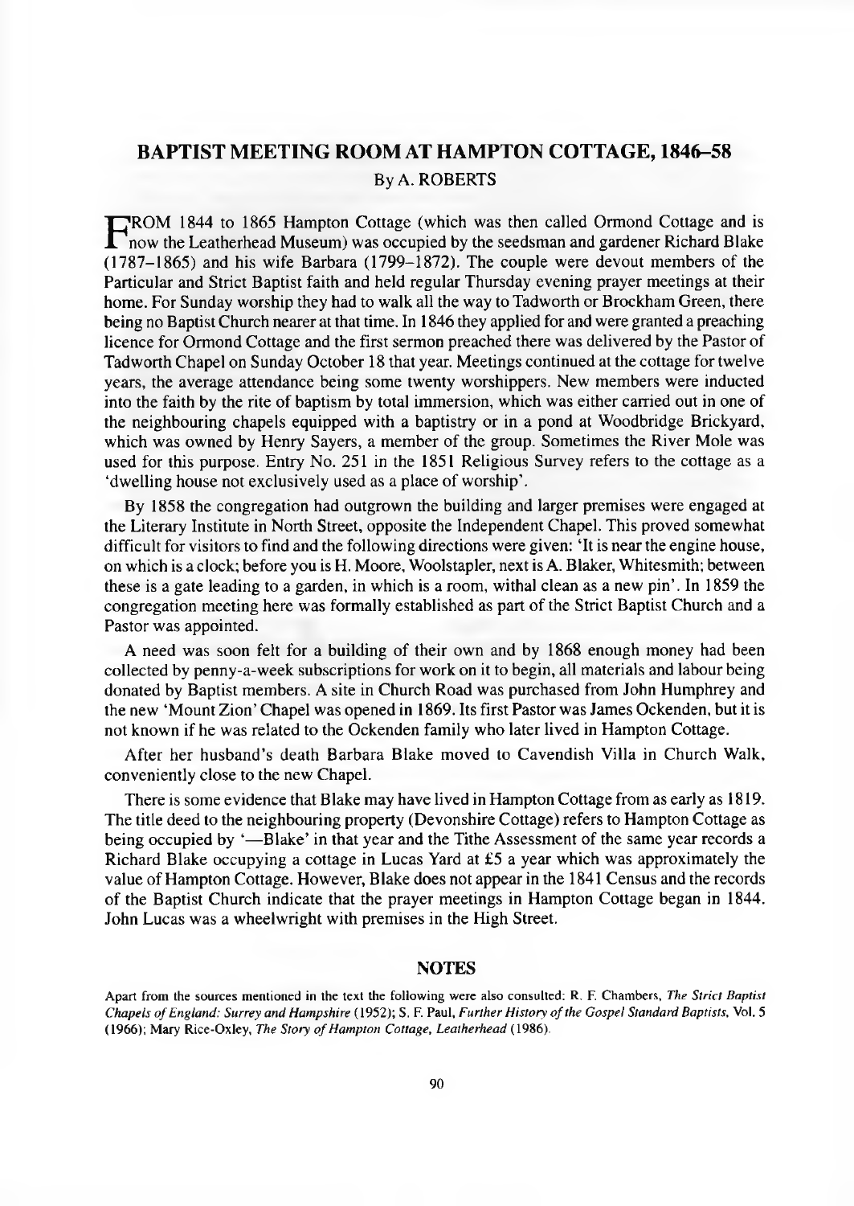## BAPTIST MEETING ROOM AT HAMPTON COTTAGE, 1846–58

By A. ROBERTS

FROM 1844 to 1865 Hampton Cottage (which was then called Ormond Cottage and is now the Leatherhead Museum) was occupied by the seedsman and gardener Richard Blake (1787–1865) and his wife Barbara (1799–1872). The couple were devout members of the Particular and Strict Baptist faith and held regular Thursday evening prayer meetings at their home. For Sunday worship they had to walk all the way to Tadworth or Brockham Green, there being no Baptist Church nearer at that time. In 1846 they applied for and were granted a preaching licence for Ormond Cottage and the first sermon preached there was delivered by the Pastor of Tadworth Chapel on Sunday October 18 that year. Meetings continued at the cottage for twelve years, the average attendance being some twenty worshippers. New members were inducted into the faith by the rite of baptism by total immersion, which was either carried out in one of the neighbouring chapels equipped with a baptistry or in a pond at Woodbridge Brickyard, which was owned by Henry Sayers, a member of the group. Sometimes the River Mole was used for this purpose. Entry No. 251 in the 1851 Religious Survey refers to the cottage as a 'dwelling house not exclusively used as a place of worship'.

By 1858 the congregation had outgrown the building and larger premises were engaged at the Literary Institute in North Street, opposite the Independent Chapel. This proved somewhat difficult for visitors to find and the following directions were given: 'It is near the engine house, on which is a clock; before you is H. Moore, Woolstapler, next is A. Blaker, Whitesmith; between these is a gate leading to a garden, in which is a room, withal clean as a new pin'. In 1859 the congregation meeting here was formally established as part of the Strict Baptist Church and a Pastor was appointed.

A need was soon felt for a building of their own and by 1868 enough money had been collected by penny-a-week subscriptions for work on it to begin, all materials and labour being donated by Baptist members. A site in Church Road was purchased from John Humphrey and the new 'Mount Zion' Chapel was opened in 1869. Its first Pastor was James Ockenden, but it is not known if he was related to the Ockenden family who later lived in Hampton Cottage.

After her husband's death Barbara Blake moved to Cavendish Villa in Church Walk, conveniently close to the new Chapel.

There is some evidence that Blake may have lived in Hampton Cottage from as early as 1819. The title deed to the neighbouring property (Devonshire Cottage) refers to Hampton Cottage as being occupied by '—Blake' in that year and the Tithe Assessment of the same year records a Richard Blake occupying a cottage in Lucas Yard at £5 a year which was approximately the value of Hampton Cottage. However, Blake does not appear in the 1841 Census and the records of the Baptist Church indicate that the prayer meetings in Hampton Cottage began in 1844. John Lucas was a wheelwright with premises in the High Street.

### NOTES

Apart from the sources mentioned in the text the following were also consulted: R. F. Chambers, *The Strict Baptist Chapels of England: Surrey and Hampshire* (1952); S. F. Paul, *Further History of the Gospel Standard Baptists*, Vol. 5 (1966); Mary Rice-Oxley, *The Story of Hampton Cottage, Leatherhead* (1986).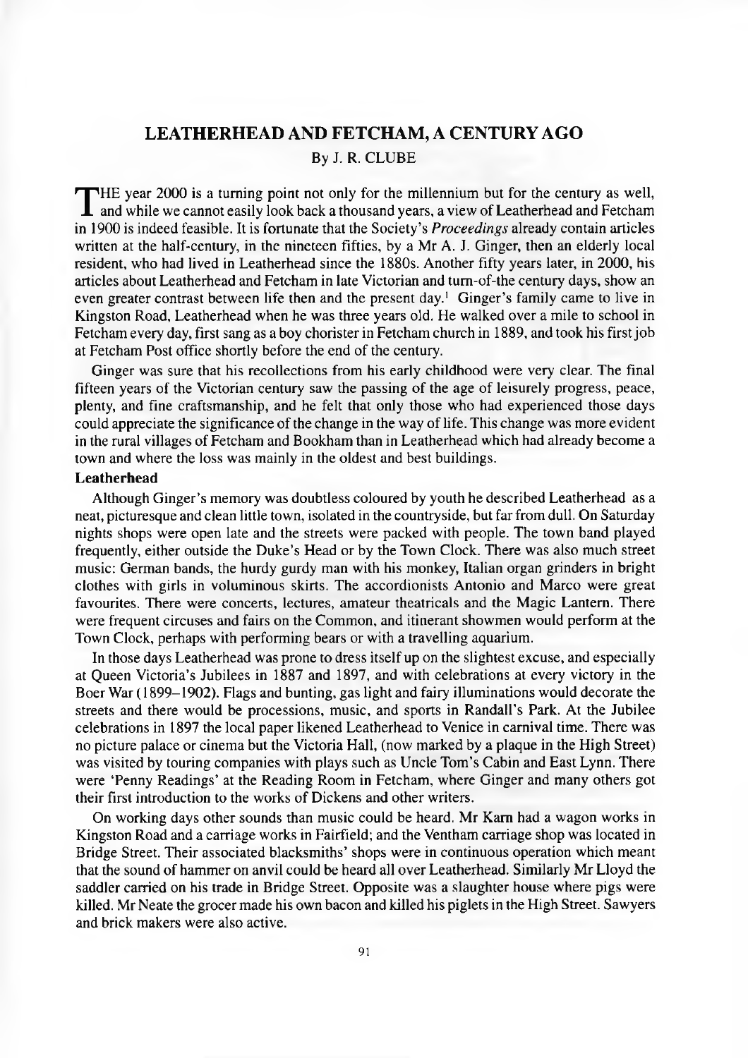# LEATHERHEAD AND FETCHAM, A CENTURY AGO

By J. R. CLUBE

THE year 2000 is a turning point not only for the millennium but for the century as well, and while we cannot easily look back a thousand years, a view of Leatherhead and Fetcham in 1900 is indeed feasible. It is fortunate that the Society's *Proceedings* already contain articles written at the half-century, in the nineteen fifties, by a Mr A. J. Ginger, then an elderly local resident, who had lived in Leatherhead since the 1880s. Another fifty years later, in 2000, his articles about Leatherhead and Fetcham in late Victorian and turn-of-the century days, show an even greater contrast between life then and the present day.[1] Ginger's family came to live in Kingston Road, Leatherhead when he was three years old. He walked over a mile to school in Fetcham every day, first sang as a boy chorister in Fetcham church in 1889, and took his first job at Fetcham Post office shortly before the end of the century.

Ginger was sure that his recollections from his early childhood were very clear. The final fifteen years of the Victorian century saw the passing of the age of leisurely progress, peace, plenty, and fine craftsmanship, and he felt that only those who had experienced those days could appreciate the significance of the change in the way of life. This change was more evident in the rural villages of Fetcham and Bookham than in Leatherhead which had already become a town and where the loss was mainly in the oldest and best buildings.

**Leatherhead**

Although Ginger's memory was doubtless coloured by youth he described Leatherhead as a neat, picturesque and clean little town, isolated in the countryside, but far from dull. On Saturday nights shops were open late and the streets were packed with people. The town band played frequently, either outside the Duke's Head or by the Town Clock. There was also much street music: German bands, the hurdy gurdy man with his monkey, Italian organ grinders in bright clothes with girls in voluminous skirts. The accordionists Antonio and Marco were great favourites. There were concerts, lectures, amateur theatricals and the Magic Lantern. There were frequent circuses and fairs on the Common, and itinerant showmen would perform at the Town Clock, perhaps with performing bears or with a travelling aquarium.

In those days Leatherhead was prone to dress itself up on the slightest excuse, and especially at Queen Victoria's Jubilees in 1887 and 1897, and with celebrations at every victory in the Boer War (1899–1902). Flags and bunting, gas light and fairy illuminations would decorate the streets and there would be processions, music, and sports in Randall's Park. At the Jubilee celebrations in 1897 the local paper likened Leatherhead to Venice in carnival time. There was no picture palace or cinema but the Victoria Hall, (now marked by a plaque in the High Street) was visited by touring companies with plays such as Uncle Tom's Cabin and East Lynn. There were 'Penny Readings' at the Reading Room in Fetcham, where Ginger and many others got their first introduction to the works of Dickens and other writers.

On working days other sounds than music could be heard. Mr Karn had a wagon works in Kingston Road and a carriage works in Fairfield; and the Ventham carriage shop was located in Bridge Street. Their associated blacksmiths' shops were in continuous operation which meant that the sound of hammer on anvil could be heard all over Leatherhead. Similarly Mr Lloyd the saddler carried on his trade in Bridge Street. Opposite was a slaughter house where pigs were killed. Mr Neate the grocer made his own bacon and killed his piglets in the High Street. Sawyers and brick makers were also active.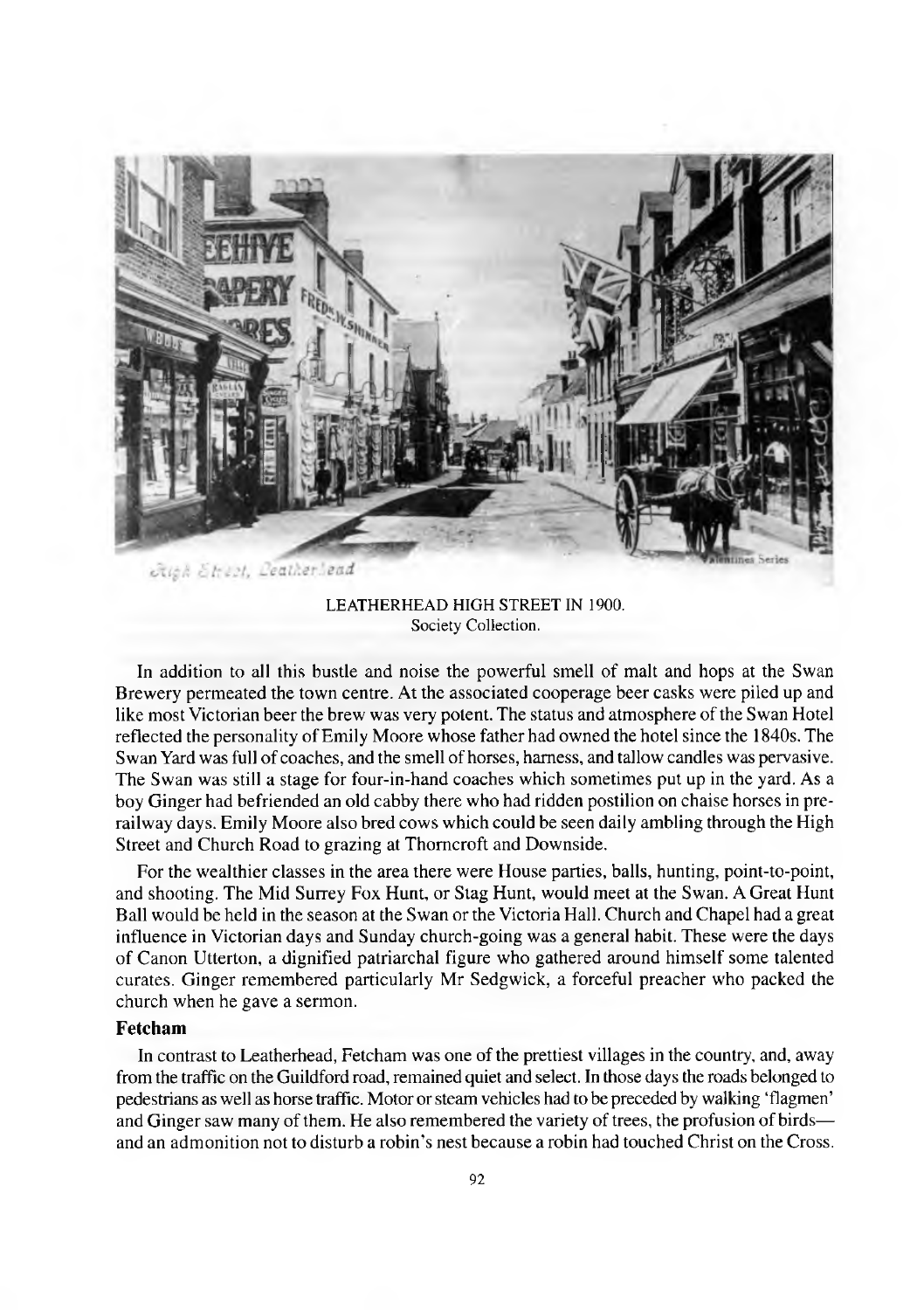LEATHERHEAD HIGH STREET IN 1900.
Society Collection.

In addition to all this bustle and noise the powerful smell of malt and hops at the Swan Brewery permeated the town centre. At the associated cooperage beer casks were piled up and like most Victorian beer the brew was very potent. The status and atmosphere of the Swan Hotel reflected the personality of Emily Moore whose father had owned the hotel since the 1840s. The Swan Yard was full of coaches, and the smell of horses, harness, and tallow candles was pervasive. The Swan was still a stage for four-in-hand coaches which sometimes put up in the yard. As a boy Ginger had befriended an old cabby there who had ridden postilion on chaise horses in pre-railway days. Emily Moore also bred cows which could be seen daily ambling through the High Street and Church Road to grazing at Thorncroft and Downside.

For the wealthier classes in the area there were House parties, balls, hunting, point-to-point, and shooting. The Mid Surrey Fox Hunt, or Stag Hunt, would meet at the Swan. A Great Hunt Ball would be held in the season at the Swan or the Victoria Hall. Church and Chapel had a great influence in Victorian days and Sunday church-going was a general habit. These were the days of Canon Utterton, a dignified patriarchal figure who gathered around himself some talented curates. Ginger remembered particularly Mr Sedgwick, a forceful preacher who packed the church when he gave a sermon.

### Fetcham

In contrast to Leatherhead, Fetcham was one of the prettiest villages in the country, and, away from the traffic on the Guildford road, remained quiet and select. In those days the roads belonged to pedestrians as well as horse traffic. Motor or steam vehicles had to be preceded by walking 'flagmen' and Ginger saw many of them. He also remembered the variety of trees, the profusion of birds—and an admonition not to disturb a robin's nest because a robin had touched Christ on the Cross.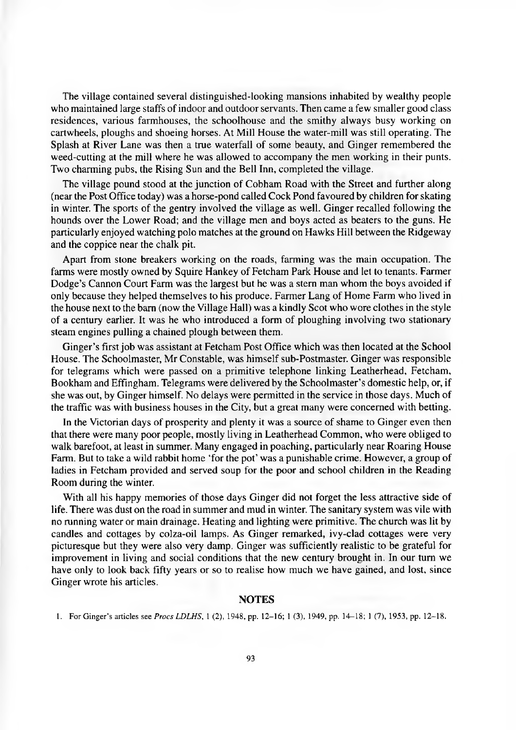The village contained several distinguished-looking mansions inhabited by wealthy people who maintained large staffs of indoor and outdoor servants. Then came a few smaller good class residences, various farmhouses, the schoolhouse and the smithy always busy working on cartwheels, ploughs and shoeing horses. At Mill House the water-mill was still operating. The Splash at River Lane was then a true waterfall of some beauty, and Ginger remembered the weed-cutting at the mill where he was allowed to accompany the men working in their punts. Two charming pubs, the Rising Sun and the Bell Inn, completed the village.

The village pound stood at the junction of Cobham Road with the Street and further along (near the Post Office today) was a horse-pond called Cock Pond favoured by children for skating in winter. The sports of the gentry involved the village as well. Ginger recalled following the hounds over the Lower Road; and the village men and boys acted as beaters to the guns. He particularly enjoyed watching polo matches at the ground on Hawks Hill between the Ridgeway and the coppice near the chalk pit.

Apart from stone breakers working on the roads, farming was the main occupation. The farms were mostly owned by Squire Hankey of Fetcham Park House and let to tenants. Farmer Dodge's Cannon Court Farm was the largest but he was a stern man whom the boys avoided if only because they helped themselves to his produce. Farmer Lang of Home Farm who lived in the house next to the barn (now the Village Hall) was a kindly Scot who wore clothes in the style of a century earlier. It was he who introduced a form of ploughing involving two stationary steam engines pulling a chained plough between them.

Ginger's first job was assistant at Fetcham Post Office which was then located at the School House. The Schoolmaster, Mr Constable, was himself sub-Postmaster. Ginger was responsible for telegrams which were passed on a primitive telephone linking Leatherhead, Fetcham, Bookham and Effingham. Telegrams were delivered by the Schoolmaster's domestic help, or, if she was out, by Ginger himself. No delays were permitted in the service in those days. Much of the traffic was with business houses in the City, but a great many were concerned with betting.

In the Victorian days of prosperity and plenty it was a source of shame to Ginger even then that there were many poor people, mostly living in Leatherhead Common, who were obliged to walk barefoot, at least in summer. Many engaged in poaching, particularly near Roaring House Farm. But to take a wild rabbit home 'for the pot' was a punishable crime. However, a group of ladies in Fetcham provided and served soup for the poor and school children in the Reading Room during the winter.

With all his happy memories of those days Ginger did not forget the less attractive side of life. There was dust on the road in summer and mud in winter. The sanitary system was vile with no running water or main drainage. Heating and lighting were primitive. The church was lit by candles and cottages by colza-oil lamps. As Ginger remarked, ivy-clad cottages were very picturesque but they were also very damp. Ginger was sufficiently realistic to be grateful for improvement in living and social conditions that the new century brought in. In our turn we have only to look back fifty years or so to realise how much we have gained, and lost, since Ginger wrote his articles.

## NOTES

1. For Ginger's articles see *Procs LDLHS*, 1 (2), 1948, pp. 12–16; 1 (3), 1949, pp. 14–18; 1 (7), 1953, pp. 12–18.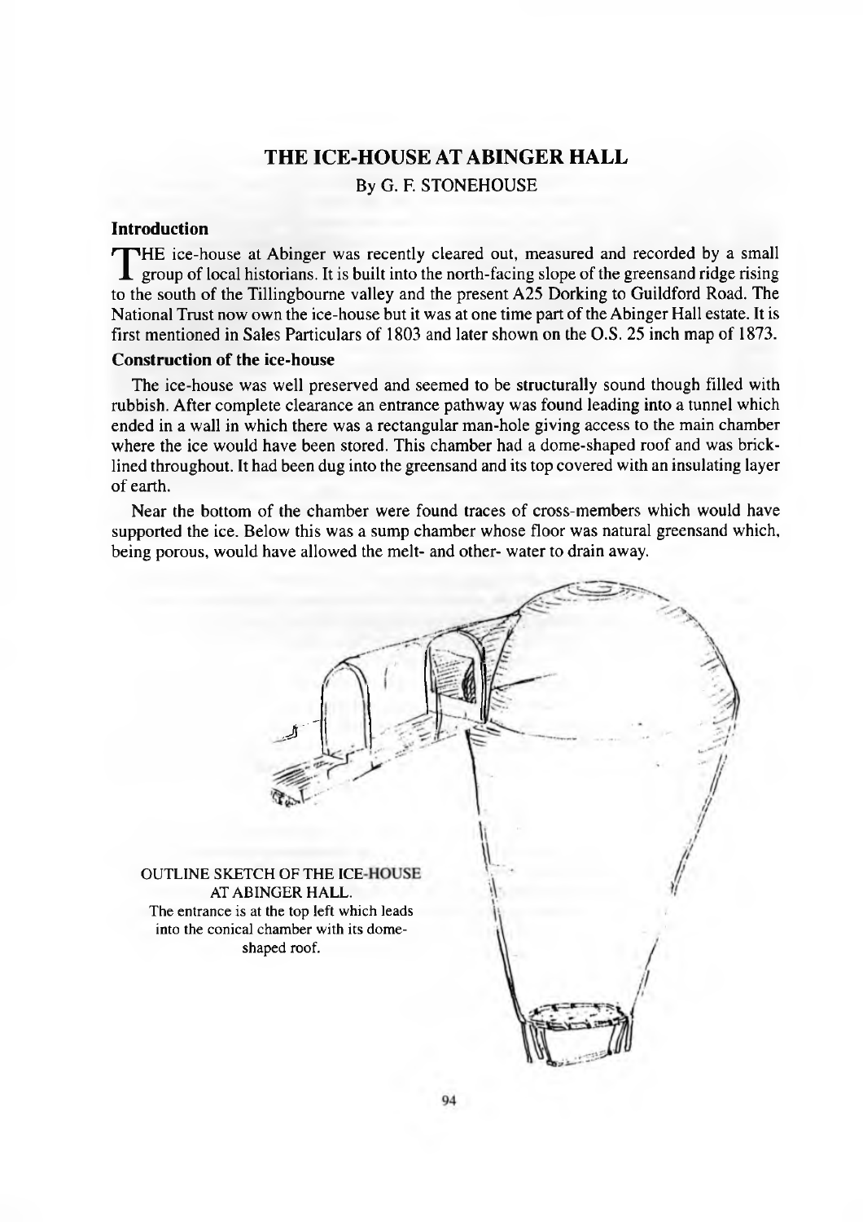# THE ICE-HOUSE AT ABINGER HALL

By G. F. STONEHOUSE

## Introduction

THE ice-house at Abinger was recently cleared out, measured and recorded by a small group of local historians. It is built into the north-facing slope of the greensand ridge rising to the south of the Tillingbourne valley and the present A25 Dorking to Guildford Road. The National Trust now own the ice-house but it was at one time part of the Abinger Hall estate. It is first mentioned in Sales Particulars of 1803 and later shown on the O.S. 25 inch map of 1873.

## Construction of the ice-house

The ice-house was well preserved and seemed to be structurally sound though filled with rubbish. After complete clearance an entrance pathway was found leading into a tunnel which ended in a wall in which there was a rectangular man-hole giving access to the main chamber where the ice would have been stored. This chamber had a dome-shaped roof and was brick-lined throughout. It had been dug into the greensand and its top covered with an insulating layer of earth.

Near the bottom of the chamber were found traces of cross-members which would have supported the ice. Below this was a sump chamber whose floor was natural greensand which, being porous, would have allowed the melt- and other- water to drain away.

OUTLINE SKETCH OF THE ICE-HOUSE AT ABINGER HALL.
The entrance is at the top left which leads into the conical chamber with its dome-shaped roof.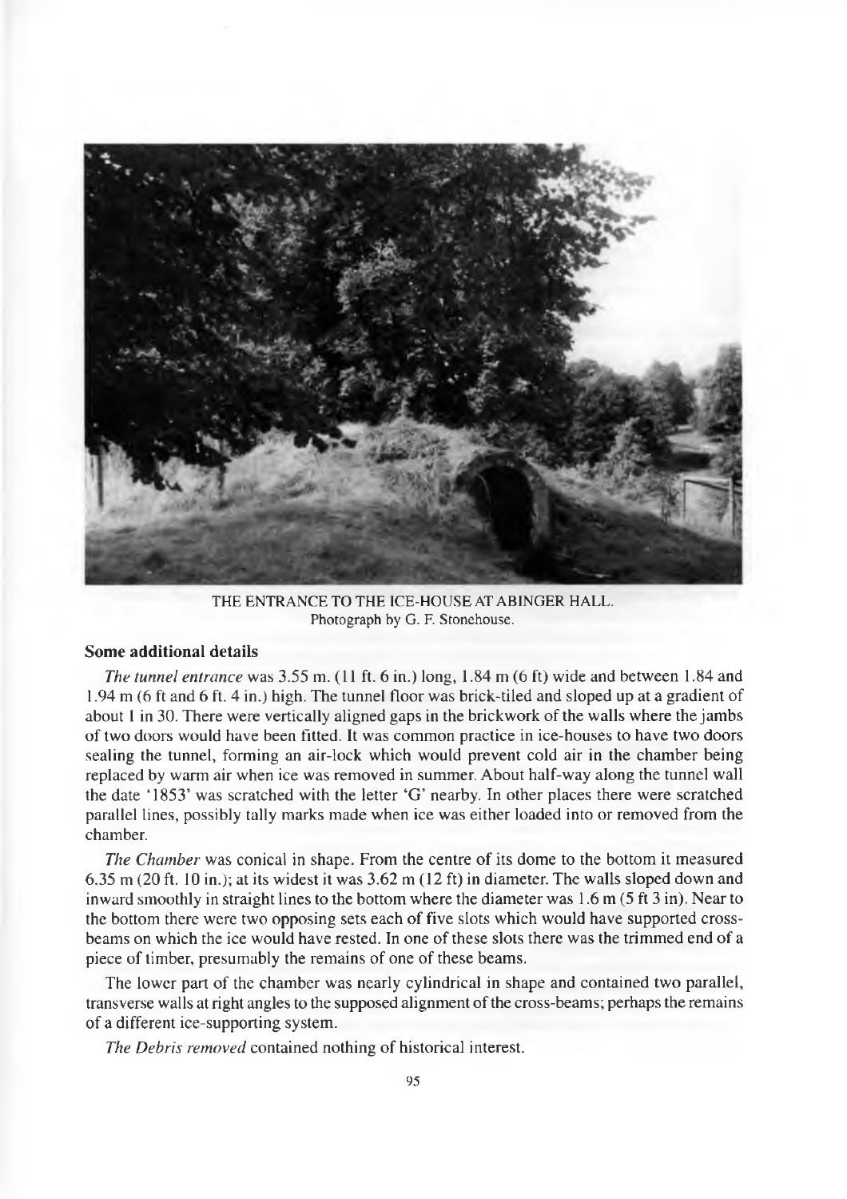THE ENTRANCE TO THE ICE-HOUSE AT ABINGER HALL.
Photograph by G. F. Stonehouse.

### Some additional details

*The tunnel entrance* was 3.55 m. (11 ft. 6 in.) long, 1.84 m (6 ft) wide and between 1.84 and 1.94 m (6 ft and 6 ft. 4 in.) high. The tunnel floor was brick-tiled and sloped up at a gradient of about 1 in 30. There were vertically aligned gaps in the brickwork of the walls where the jambs of two doors would have been fitted. It was common practice in ice-houses to have two doors sealing the tunnel, forming an air-lock which would prevent cold air in the chamber being replaced by warm air when ice was removed in summer. About half-way along the tunnel wall the date '1853' was scratched with the letter 'G' nearby. In other places there were scratched parallel lines, possibly tally marks made when ice was either loaded into or removed from the chamber.

*The Chamber* was conical in shape. From the centre of its dome to the bottom it measured 6.35 m (20 ft. 10 in.); at its widest it was 3.62 m (12 ft) in diameter. The walls sloped down and inward smoothly in straight lines to the bottom where the diameter was 1.6 m (5 ft 3 in). Near to the bottom there were two opposing sets each of five slots which would have supported cross-beams on which the ice would have rested. In one of these slots there was the trimmed end of a piece of timber, presumably the remains of one of these beams.

The lower part of the chamber was nearly cylindrical in shape and contained two parallel, transverse walls at right angles to the supposed alignment of the cross-beams; perhaps the remains of a different ice-supporting system.

*The Debris removed* contained nothing of historical interest.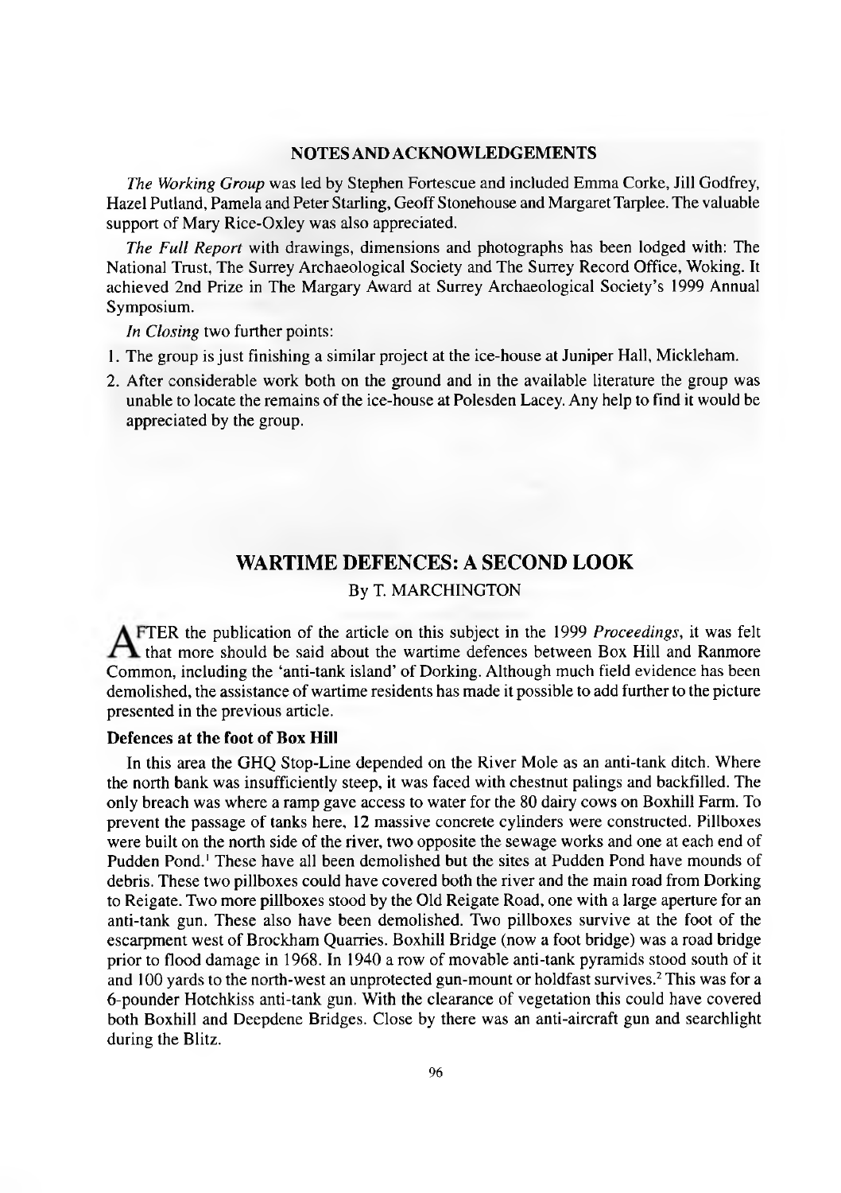## NOTES AND ACKNOWLEDGEMENTS

*The Working Group* was led by Stephen Fortescue and included Emma Corke, Jill Godfrey, Hazel Putland, Pamela and Peter Starling, Geoff Stonehouse and Margaret Tarplee. The valuable support of Mary Rice-Oxley was also appreciated.

*The Full Report* with drawings, dimensions and photographs has been lodged with: The National Trust, The Surrey Archaeological Society and The Surrey Record Office, Woking. It achieved 2nd Prize in The Margary Award at Surrey Archaeological Society's 1999 Annual Symposium.

*In Closing* two further points:

1. The group is just finishing a similar project at the ice-house at Juniper Hall, Mickleham.
2. After considerable work both on the ground and in the available literature the group was unable to locate the remains of the ice-house at Polesden Lacey. Any help to find it would be appreciated by the group.

# WARTIME DEFENCES: A SECOND LOOK

By T. MARCHINGTON

AFTER the publication of the article on this subject in the 1999 *Proceedings*, it was felt that more should be said about the wartime defences between Box Hill and Ranmore Common, including the 'anti-tank island' of Dorking. Although much field evidence has been demolished, the assistance of wartime residents has made it possible to add further to the picture presented in the previous article.

### Defences at the foot of Box Hill

In this area the GHQ Stop-Line depended on the River Mole as an anti-tank ditch. Where the north bank was insufficiently steep, it was faced with chestnut palings and backfilled. The only breach was where a ramp gave access to water for the 80 dairy cows on Boxhill Farm. To prevent the passage of tanks here, 12 massive concrete cylinders were constructed. Pillboxes were built on the north side of the river, two opposite the sewage works and one at each end of Pudden Pond.[1] These have all been demolished but the sites at Pudden Pond have mounds of debris. These two pillboxes could have covered both the river and the main road from Dorking to Reigate. Two more pillboxes stood by the Old Reigate Road, one with a large aperture for an anti-tank gun. These also have been demolished. Two pillboxes survive at the foot of the escarpment west of Brockham Quarries. Boxhill Bridge (now a foot bridge) was a road bridge prior to flood damage in 1968. In 1940 a row of movable anti-tank pyramids stood south of it and 100 yards to the north-west an unprotected gun-mount or holdfast survives.[2] This was for a 6-pounder Hotchkiss anti-tank gun. With the clearance of vegetation this could have covered both Boxhill and Deepdene Bridges. Close by there was an anti-aircraft gun and searchlight during the Blitz.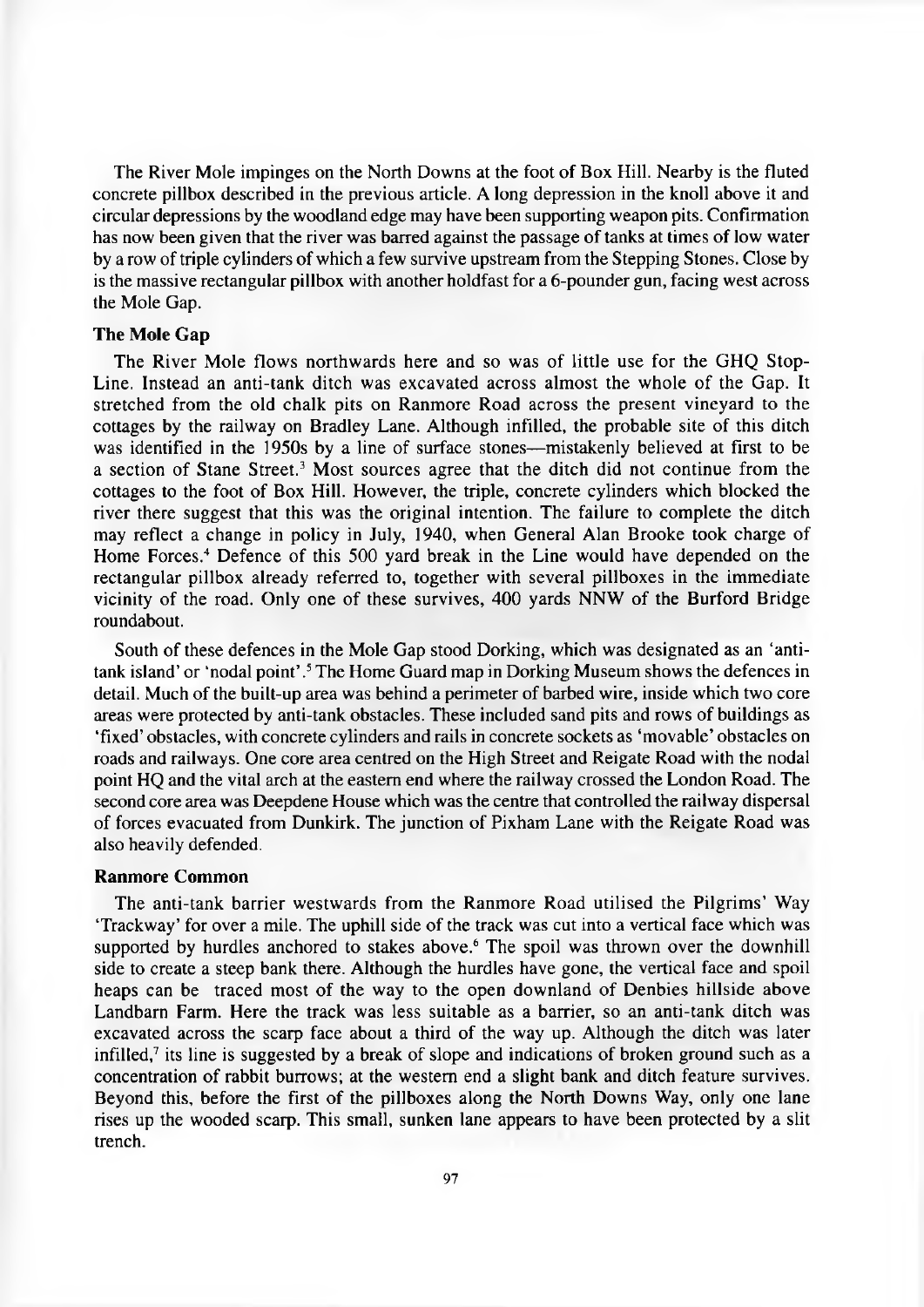The River Mole impinges on the North Downs at the foot of Box Hill. Nearby is the fluted concrete pillbox described in the previous article. A long depression in the knoll above it and circular depressions by the woodland edge may have been supporting weapon pits. Confirmation has now been given that the river was barred against the passage of tanks at times of low water by a row of triple cylinders of which a few survive upstream from the Stepping Stones. Close by is the massive rectangular pillbox with another holdfast for a 6-pounder gun, facing west across the Mole Gap.

### The Mole Gap

The River Mole flows northwards here and so was of little use for the GHQ Stop-Line. Instead an anti-tank ditch was excavated across almost the whole of the Gap. It stretched from the old chalk pits on Ranmore Road across the present vineyard to the cottages by the railway on Bradley Lane. Although infilled, the probable site of this ditch was identified in the 1950s by a line of surface stones—mistakenly believed at first to be a section of Stane Street.[3] Most sources agree that the ditch did not continue from the cottages to the foot of Box Hill. However, the triple, concrete cylinders which blocked the river there suggest that this was the original intention. The failure to complete the ditch may reflect a change in policy in July, 1940, when General Alan Brooke took charge of Home Forces.[4] Defence of this 500 yard break in the Line would have depended on the rectangular pillbox already referred to, together with several pillboxes in the immediate vicinity of the road. Only one of these survives, 400 yards NNW of the Burford Bridge roundabout.

South of these defences in the Mole Gap stood Dorking, which was designated as an 'anti-tank island' or 'nodal point'.[5] The Home Guard map in Dorking Museum shows the defences in detail. Much of the built-up area was behind a perimeter of barbed wire, inside which two core areas were protected by anti-tank obstacles. These included sand pits and rows of buildings as 'fixed' obstacles, with concrete cylinders and rails in concrete sockets as 'movable' obstacles on roads and railways. One core area centred on the High Street and Reigate Road with the nodal point HQ and the vital arch at the eastern end where the railway crossed the London Road. The second core area was Deepdene House which was the centre that controlled the railway dispersal of forces evacuated from Dunkirk. The junction of Pixham Lane with the Reigate Road was also heavily defended.

### Ranmore Common

The anti-tank barrier westwards from the Ranmore Road utilised the Pilgrims' Way 'Trackway' for over a mile. The uphill side of the track was cut into a vertical face which was supported by hurdles anchored to stakes above.[6] The spoil was thrown over the downhill side to create a steep bank there. Although the hurdles have gone, the vertical face and spoil heaps can be traced most of the way to the open downland of Denbies hillside above Landbarn Farm. Here the track was less suitable as a barrier, so an anti-tank ditch was excavated across the scarp face about a third of the way up. Although the ditch was later infilled,[7] its line is suggested by a break of slope and indications of broken ground such as a concentration of rabbit burrows; at the western end a slight bank and ditch feature survives. Beyond this, before the first of the pillboxes along the North Downs Way, only one lane rises up the wooded scarp. This small, sunken lane appears to have been protected by a slit trench.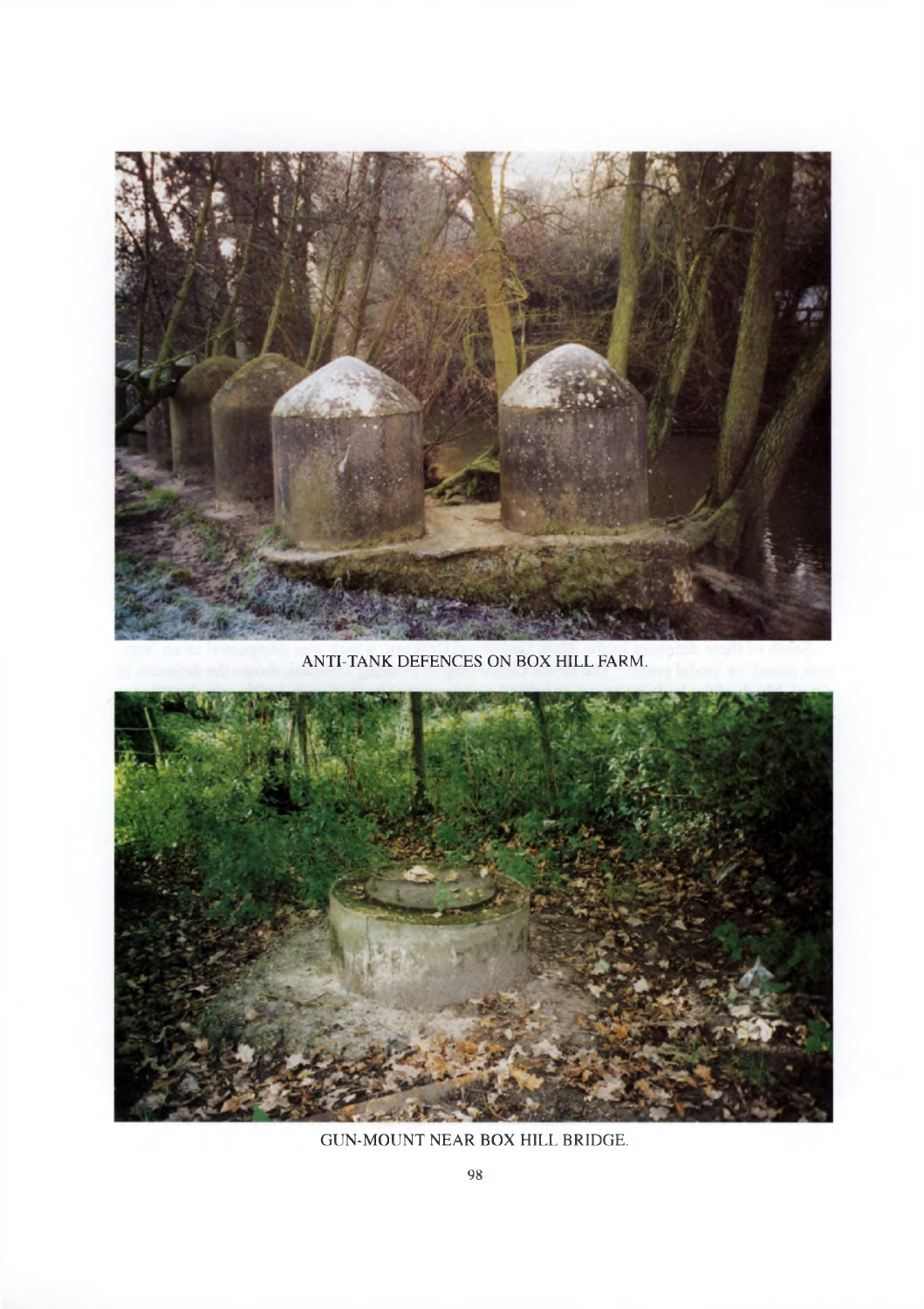ANTI-TANK DEFENCES ON BOX HILL FARM.

GUN-MOUNT NEAR BOX HILL BRIDGE.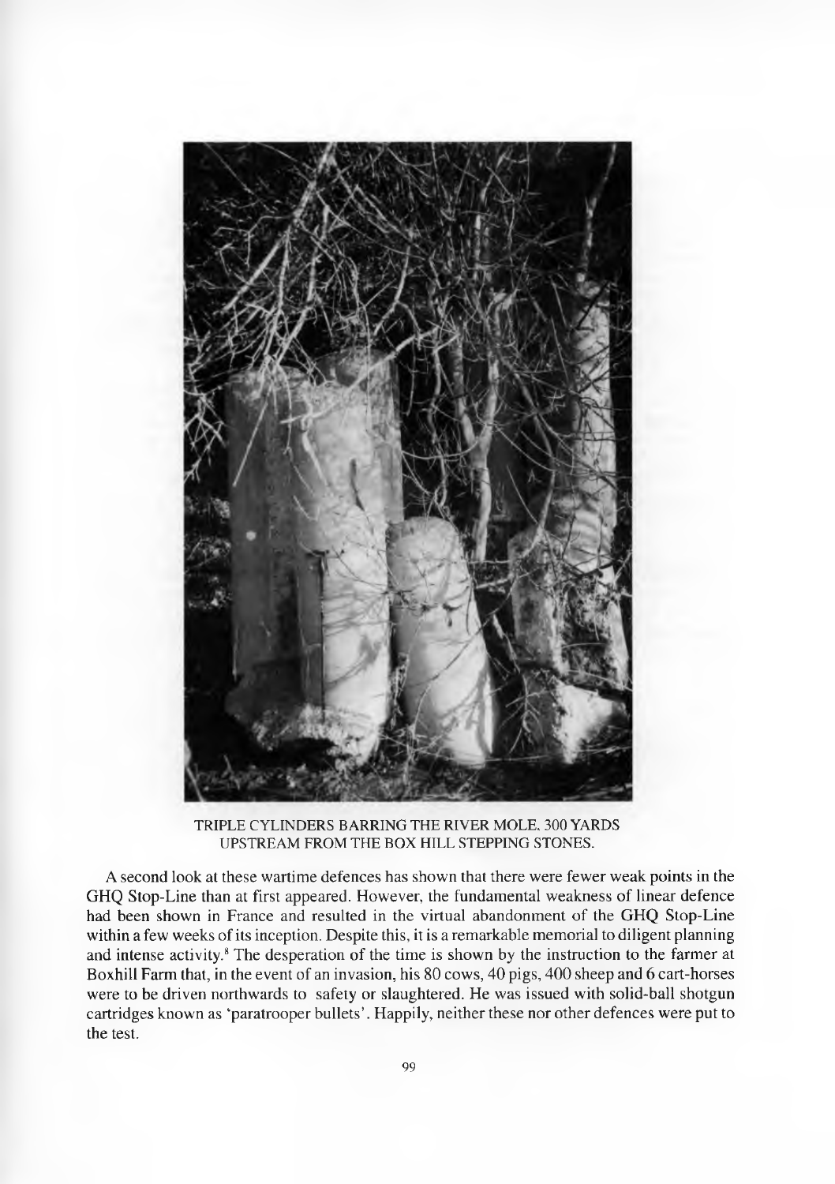TRIPLE CYLINDERS BARRING THE RIVER MOLE, 300 YARDS UPSTREAM FROM THE BOX HILL STEPPING STONES.

A second look at these wartime defences has shown that there were fewer weak points in the GHQ Stop-Line than at first appeared. However, the fundamental weakness of linear defence had been shown in France and resulted in the virtual abandonment of the GHQ Stop-Line within a few weeks of its inception. Despite this, it is a remarkable memorial to diligent planning and intense activity.[8] The desperation of the time is shown by the instruction to the farmer at Boxhill Farm that, in the event of an invasion, his 80 cows, 40 pigs, 400 sheep and 6 cart-horses were to be driven northwards to safety or slaughtered. He was issued with solid-ball shotgun cartridges known as 'paratrooper bullets'. Happily, neither these nor other defences were put to the test.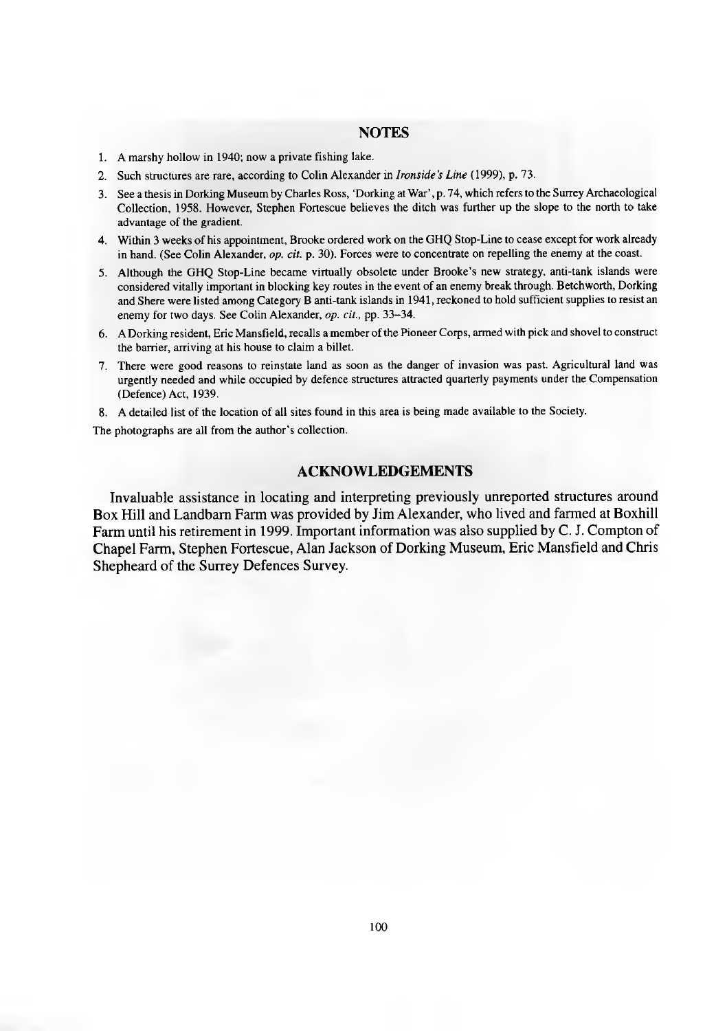## NOTES

1. A marshy hollow in 1940; now a private fishing lake.
2. Such structures are rare, according to Colin Alexander in *Ironside's Line* (1999), p. 73.
3. See a thesis in Dorking Museum by Charles Ross, 'Dorking at War', p. 74, which refers to the Surrey Archaeological Collection, 1958. However, Stephen Fortescue believes the ditch was further up the slope to the north to take advantage of the gradient.
4. Within 3 weeks of his appointment, Brooke ordered work on the GHQ Stop-Line to cease except for work already in hand. (See Colin Alexander, *op. cit.* p. 30). Forces were to concentrate on repelling the enemy at the coast.
5. Although the GHQ Stop-Line became virtually obsolete under Brooke's new strategy, anti-tank islands were considered vitally important in blocking key routes in the event of an enemy break through. Betchworth, Dorking and Shere were listed among Category B anti-tank islands in 1941, reckoned to hold sufficient supplies to resist an enemy for two days. See Colin Alexander, *op. cit.*, pp. 33–34.
6. A Dorking resident, Eric Mansfield, recalls a member of the Pioneer Corps, armed with pick and shovel to construct the barrier, arriving at his house to claim a billet.
7. There were good reasons to reinstate land as soon as the danger of invasion was past. Agricultural land was urgently needed and while occupied by defence structures attracted quarterly payments under the Compensation (Defence) Act, 1939.
8. A detailed list of the location of all sites found in this area is being made available to the Society.

The photographs are all from the author's collection.

## ACKNOWLEDGEMENTS

Invaluable assistance in locating and interpreting previously unreported structures around Box Hill and Landbarn Farm was provided by Jim Alexander, who lived and farmed at Boxhill Farm until his retirement in 1999. Important information was also supplied by C. J. Compton of Chapel Farm, Stephen Fortescue, Alan Jackson of Dorking Museum, Eric Mansfield and Chris Shepheard of the Surrey Defences Survey.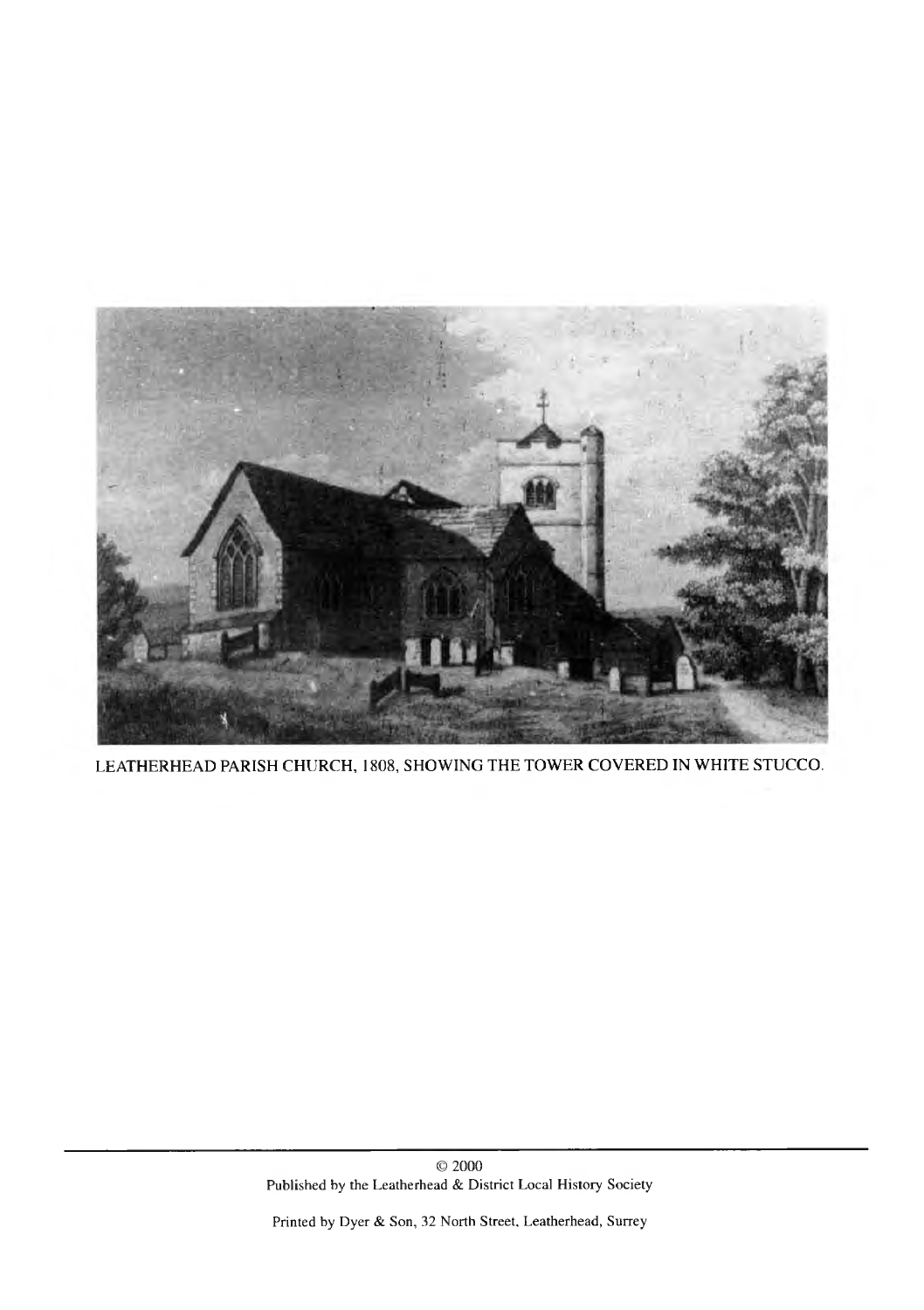LEATHERHEAD PARISH CHURCH, 1808, SHOWING THE TOWER COVERED IN WHITE STUCCO.

© 2000
Published by the Leatherhead & District Local History Society

Printed by Dyer & Son, 32 North Street, Leatherhead, Surrey